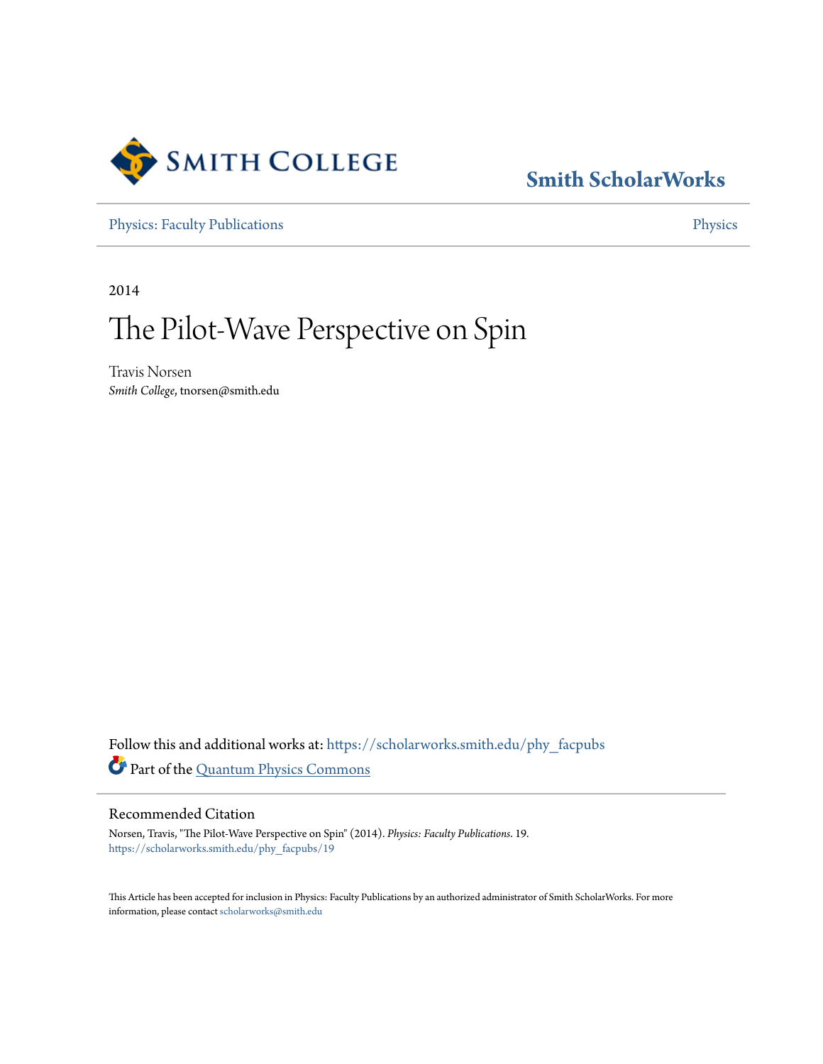Smith ScholarWorks

Physics: Faculty Publications

Physics

2014

# The Pilot-Wave Perspective on Spin

Travis Norsen

*Smith College*, tnorsen@smith.edu

Follow this and additional works at: https://scholarworks.smith.edu/phy_facpubs

Part of the Quantum Physics Commons

## Recommended Citation

Norsen, Travis, "The Pilot-Wave Perspective on Spin" (2014). *Physics: Faculty Publications*. 19.
https://scholarworks.smith.edu/phy_facpubs/19

This Article has been accepted for inclusion in Physics: Faculty Publications by an authorized administrator of Smith ScholarWorks. For more information, please contact scholarworks@smith.edu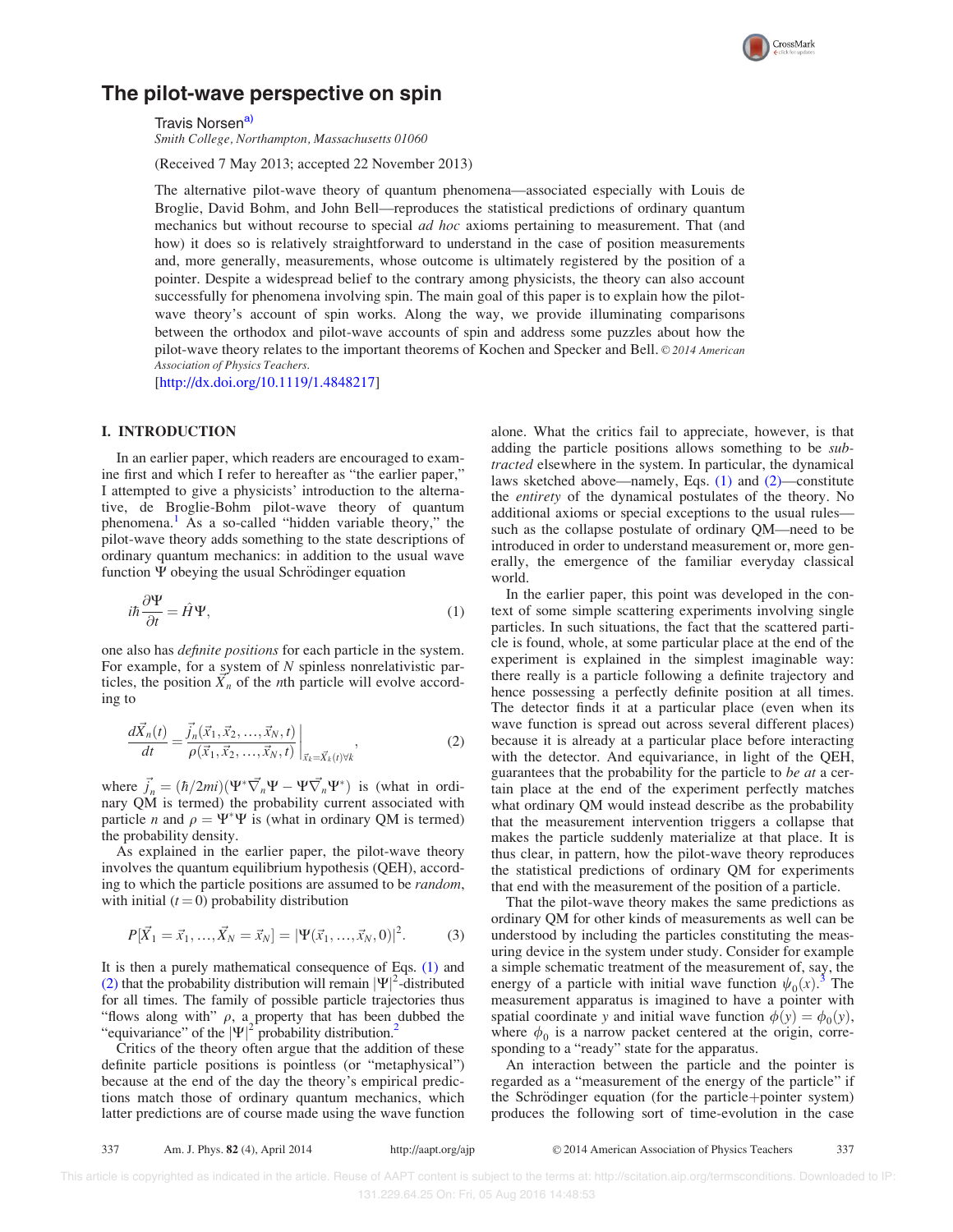# The pilot-wave perspective on spin

Travis Norsen[a)]

*Smith College, Northampton, Massachusetts 01060*

(Received 7 May 2013; accepted 22 November 2013)

The alternative pilot-wave theory of quantum phenomena—associated especially with Louis de Broglie, David Bohm, and John Bell—reproduces the statistical predictions of ordinary quantum mechanics but without recourse to special *ad hoc* axioms pertaining to measurement. That (and how) it does so is relatively straightforward to understand in the case of position measurements and, more generally, measurements, whose outcome is ultimately registered by the position of a pointer. Despite a widespread belief to the contrary among physicists, the theory can also account successfully for phenomena involving spin. The main goal of this paper is to explain how the pilot-wave theory's account of spin works. Along the way, we provide illuminating comparisons between the orthodox and pilot-wave accounts of spin and address some puzzles about how the pilot-wave theory relates to the important theorems of Kochen and Specker and Bell. © 2014 American Association of Physics Teachers.

[http://dx.doi.org/10.1119/1.4848217]

## I. INTRODUCTION

In an earlier paper, which readers are encouraged to examine first and which I refer to hereafter as "the earlier paper," I attempted to give a physicists' introduction to the alternative, de Broglie-Bohm pilot-wave theory of quantum phenomena.[1] As a so-called "hidden variable theory," the pilot-wave theory adds something to the state descriptions of ordinary quantum mechanics: in addition to the usual wave function $\Psi$ obeying the usual Schrödinger equation

$$i\hbar\frac{\partial\Psi}{\partial t} = \hat{H}\Psi, \tag{1}$$

one also has *definite positions* for each particle in the system. For example, for a system of $N$ spinless nonrelativistic particles, the position $\vec{X}_n$ of the $n$th particle will evolve according to

$$\frac{d\vec{X}_n(t)}{dt} = \frac{\vec{j}_n(\vec{x}_1,\vec{x}_2,\ldots,\vec{x}_N,t)}{\rho(\vec{x}_1,\vec{x}_2,\ldots,\vec{x}_N,t)}\bigg|_{\vec{x}_k=\vec{X}_k(t)\forall k}, \tag{2}$$

where $\vec{j}_n = (\hbar/2mi)(\Psi^*\vec{\nabla}_n\Psi - \Psi\vec{\nabla}_n\Psi^*)$ is (what in ordinary QM is termed) the probability current associated with particle $n$ and $\rho = \Psi^*\Psi$ is (what in ordinary QM is termed) the probability density.

As explained in the earlier paper, the pilot-wave theory involves the quantum equilibrium hypothesis (QEH), according to which the particle positions are assumed to be *random*, with initial ($t=0$) probability distribution

$$P[\vec{X}_1 = \vec{x}_1,\ldots,\vec{X}_N = \vec{x}_N] = |\Psi(\vec{x}_1,\ldots,\vec{x}_N,0)|^2. \tag{3}$$

It is then a purely mathematical consequence of Eqs. (1) and (2) that the probability distribution will remain $|\Psi|^2$-distributed for all times. The family of possible particle trajectories thus "flows along with" $\rho$, a property that has been dubbed the "equivariance" of the $|\Psi|^2$ probability distribution.[2]

Critics of the theory often argue that the addition of these definite particle positions is pointless (or "metaphysical") because at the end of the day the theory's empirical predictions match those of ordinary quantum mechanics, which latter predictions are of course made using the wave function alone. What the critics fail to appreciate, however, is that adding the particle positions allows something to be *subtracted* elsewhere in the system. In particular, the dynamical laws sketched above—namely, Eqs. (1) and (2)—constitute the *entirety* of the dynamical postulates of the theory. No additional axioms or special exceptions to the usual rules—such as the collapse postulate of ordinary QM—need to be introduced in order to understand measurement or, more generally, the emergence of the familiar everyday classical world.

In the earlier paper, this point was developed in the context of some simple scattering experiments involving single particles. In such situations, the fact that the scattered particle is found, whole, at some particular place at the end of the experiment is explained in the simplest imaginable way: there really is a particle following a definite trajectory and hence possessing a perfectly definite position at all times. The detector finds it at a particular place (even when its wave function is spread out across several different places) because it is already at a particular place before interacting with the detector. And equivariance, in light of the QEH, guarantees that the probability for the particle to *be at* a certain place at the end of the experiment perfectly matches what ordinary QM would instead describe as the probability that the measurement intervention triggers a collapse that makes the particle suddenly materialize at that place. It is thus clear, in pattern, how the pilot-wave theory reproduces the statistical predictions of ordinary QM for experiments that end with the measurement of the position of a particle.

That the pilot-wave theory makes the same predictions as ordinary QM for other kinds of measurements as well can be understood by including the particles constituting the measuring device in the system under study. Consider for example a simple schematic treatment of the measurement of, say, the energy of a particle with initial wave function $\psi_0(x)$.[3] The measurement apparatus is imagined to have a pointer with spatial coordinate $y$ and initial wave function $\phi(y) = \phi_0(y)$, where $\phi_0$ is a narrow packet centered at the origin, corresponding to a "ready" state for the apparatus.

An interaction between the particle and the pointer is regarded as a "measurement of the energy of the particle" if the Schrödinger equation (for the particle+pointer system) produces the following sort of time-evolution in the case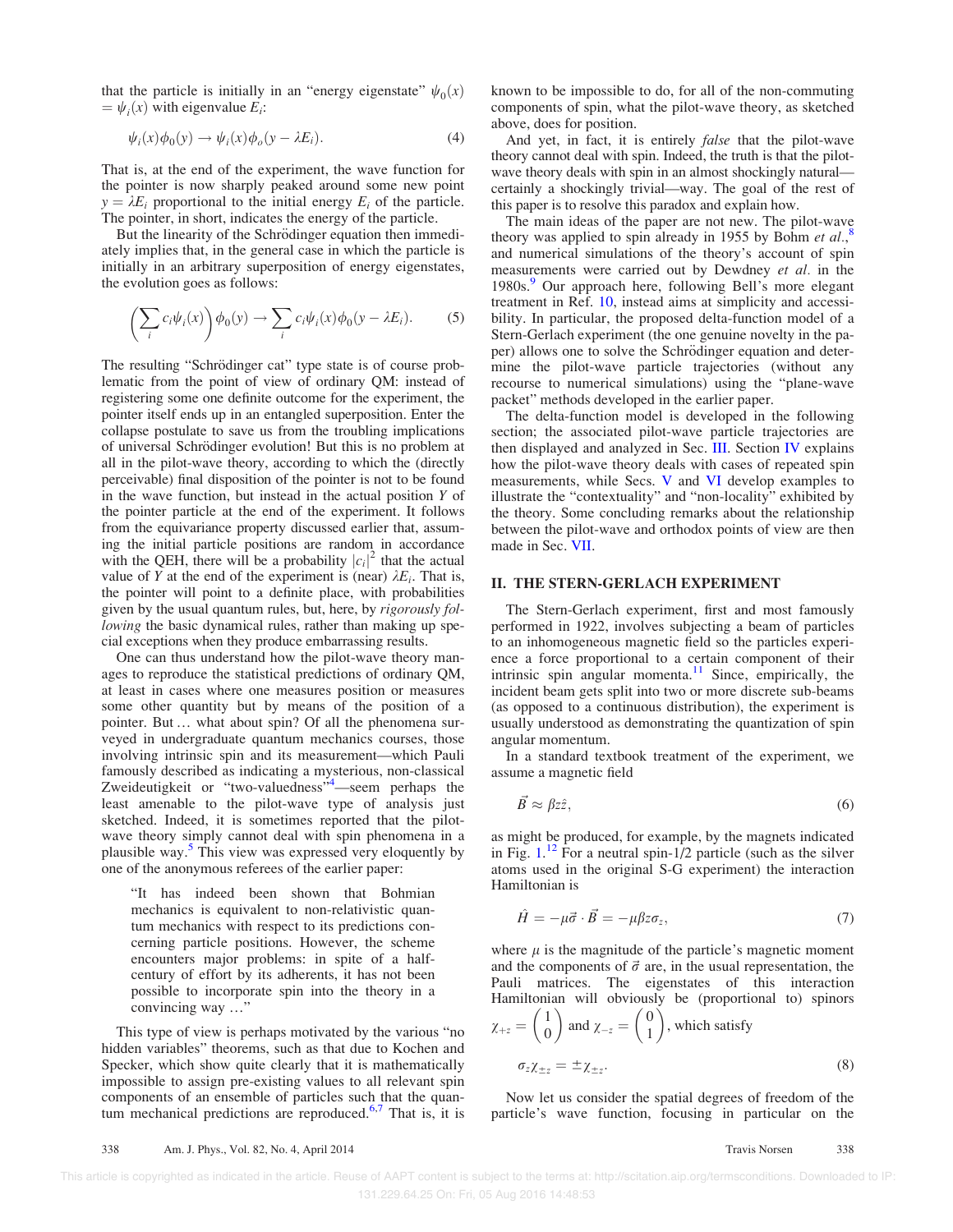that the particle is initially in an "energy eigenstate" $\psi_0(x) = \psi_i(x)$ with eigenvalue $E_i$:

$$\psi_i(x)\phi_0(y) \to \psi_i(x)\phi_o(y - \lambda E_i). \tag{4}$$

That is, at the end of the experiment, the wave function for the pointer is now sharply peaked around some new point $y = \lambda E_i$ proportional to the initial energy $E_i$ of the particle. The pointer, in short, indicates the energy of the particle.

But the linearity of the Schrödinger equation then immediately implies that, in the general case in which the particle is initially in an arbitrary superposition of energy eigenstates, the evolution goes as follows:

$$\left(\sum_i c_i \psi_i(x)\right)\phi_0(y) \to \sum_i c_i \psi_i(x)\phi_0(y - \lambda E_i). \tag{5}$$

The resulting "Schrödinger cat" type state is of course problematic from the point of view of ordinary QM: instead of registering some one definite outcome for the experiment, the pointer itself ends up in an entangled superposition. Enter the collapse postulate to save us from the troubling implications of universal Schrödinger evolution! But this is no problem at all in the pilot-wave theory, according to which the (directly perceivable) final disposition of the pointer is not to be found in the wave function, but instead in the actual position $Y$ of the pointer particle at the end of the experiment. It follows from the equivariance property discussed earlier that, assuming the initial particle positions are random in accordance with the QEH, there will be a probability $|c_i|^2$ that the actual value of $Y$ at the end of the experiment is (near) $\lambda E_i$. That is, the pointer will point to a definite place, with probabilities given by the usual quantum rules, but, here, by *rigorously following* the basic dynamical rules, rather than making up special exceptions when they produce embarrassing results.

One can thus understand how the pilot-wave theory manages to reproduce the statistical predictions of ordinary QM, at least in cases where one measures position or measures some other quantity but by means of the position of a pointer. But … what about spin? Of all the phenomena surveyed in undergraduate quantum mechanics courses, those involving intrinsic spin and its measurement—which Pauli famously described as indicating a mysterious, non-classical Zweideutigkeit or "two-valuedness"[4]—seem perhaps the least amenable to the pilot-wave type of analysis just sketched. Indeed, it is sometimes reported that the pilot-wave theory simply cannot deal with spin phenomena in a plausible way.[5] This view was expressed very eloquently by one of the anonymous referees of the earlier paper:

> "It has indeed been shown that Bohmian mechanics is equivalent to non-relativistic quantum mechanics with respect to its predictions concerning particle positions. However, the scheme encounters major problems: in spite of a half-century of effort by its adherents, it has not been possible to incorporate spin into the theory in a convincing way …"

This type of view is perhaps motivated by the various "no hidden variables" theorems, such as that due to Kochen and Specker, which show quite clearly that it is mathematically impossible to assign pre-existing values to all relevant spin components of an ensemble of particles such that the quantum mechanical predictions are reproduced.[6,7] That is, it is known to be impossible to do, for all of the non-commuting components of spin, what the pilot-wave theory, as sketched above, does for position.

And yet, in fact, it is entirely *false* that the pilot-wave theory cannot deal with spin. Indeed, the truth is that the pilot-wave theory deals with spin in an almost shockingly natural—certainly a shockingly trivial—way. The goal of the rest of this paper is to resolve this paradox and explain how.

The main ideas of the paper are not new. The pilot-wave theory was applied to spin already in 1955 by Bohm *et al.*,[8] and numerical simulations of the theory's account of spin measurements were carried out by Dewdney *et al.* in the 1980s.[9] Our approach here, following Bell's more elegant treatment in Ref. 10, instead aims at simplicity and accessibility. In particular, the proposed delta-function model of a Stern-Gerlach experiment (the one genuine novelty in the paper) allows one to solve the Schrödinger equation and determine the pilot-wave particle trajectories (without any recourse to numerical simulations) using the "plane-wave packet" methods developed in the earlier paper.

The delta-function model is developed in the following section; the associated pilot-wave particle trajectories are then displayed and analyzed in Sec. III. Section IV explains how the pilot-wave theory deals with cases of repeated spin measurements, while Secs. V and VI develop examples to illustrate the "contextuality" and "non-locality" exhibited by the theory. Some concluding remarks about the relationship between the pilot-wave and orthodox points of view are then made in Sec. VII.

## II. THE STERN-GERLACH EXPERIMENT

The Stern-Gerlach experiment, first and most famously performed in 1922, involves subjecting a beam of particles to an inhomogeneous magnetic field so the particles experience a force proportional to a certain component of their intrinsic spin angular momenta.[11] Since, empirically, the incident beam gets split into two or more discrete sub-beams (as opposed to a continuous distribution), the experiment is usually understood as demonstrating the quantization of spin angular momentum.

In a standard textbook treatment of the experiment, we assume a magnetic field

$$\vec{B} \approx \beta z \hat{z}, \tag{6}$$

as might be produced, for example, by the magnets indicated in Fig. 1.[12] For a neutral spin-1/2 particle (such as the silver atoms used in the original S-G experiment) the interaction Hamiltonian is

$$\hat{H} = -\mu\vec{\sigma}\cdot\vec{B} = -\mu\beta z\sigma_z, \tag{7}$$

where $\mu$ is the magnitude of the particle's magnetic moment and the components of $\vec{\sigma}$ are, in the usual representation, the Pauli matrices. The eigenstates of this interaction Hamiltonian will obviously be (proportional to) spinors $\chi_{+z} = \begin{pmatrix}1\\0\end{pmatrix}$ and $\chi_{-z} = \begin{pmatrix}0\\1\end{pmatrix}$, which satisfy

$$\sigma_z \chi_{\pm z} = \pm\chi_{\pm z}. \tag{8}$$

Now let us consider the spatial degrees of freedom of the particle's wave function, focusing in particular on the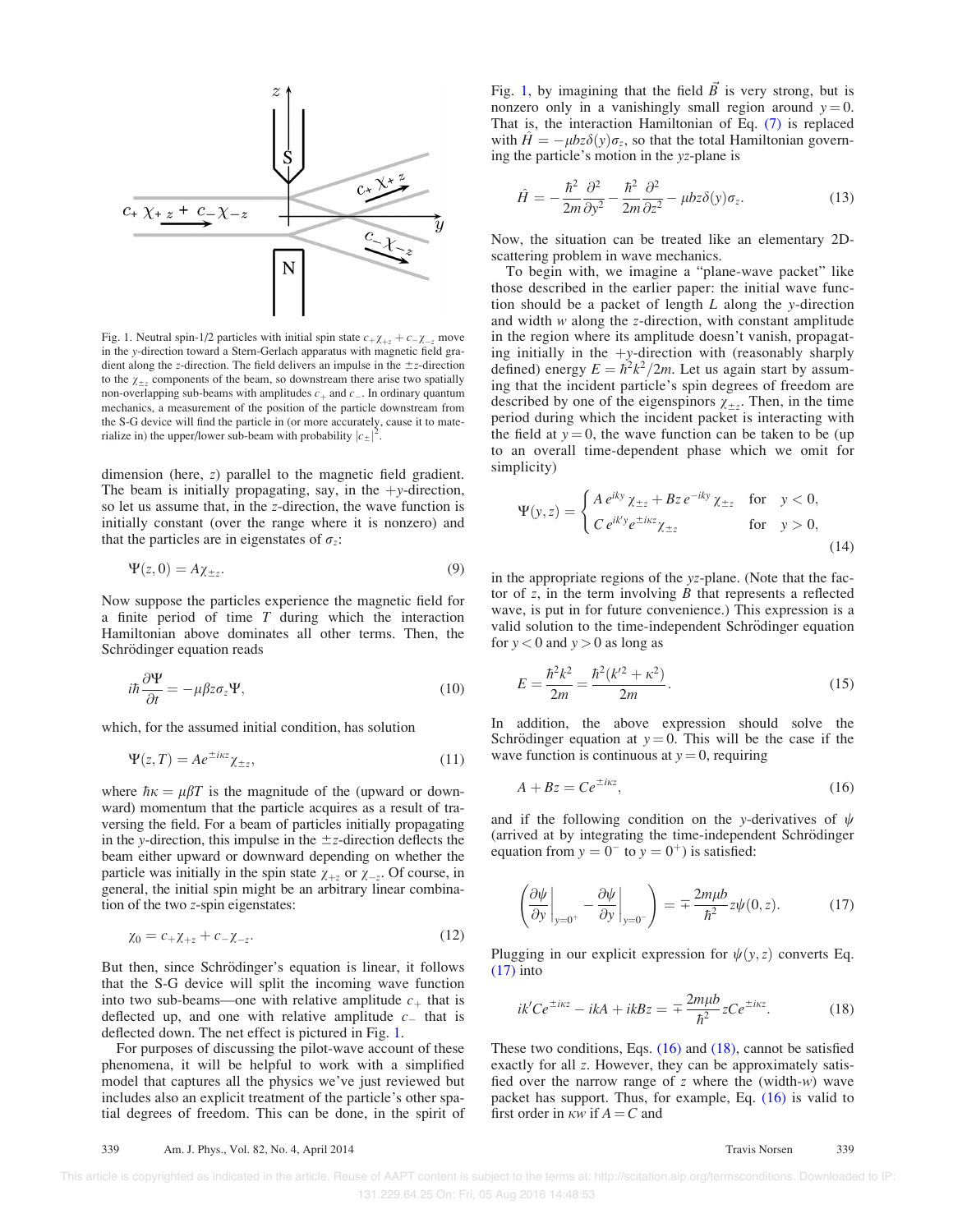Fig. 1. Neutral spin-1/2 particles with initial spin state $c_+\chi_{+z} + c_-\chi_{-z}$ move in the $y$-direction toward a Stern-Gerlach apparatus with magnetic field gradient along the $z$-direction. The field delivers an impulse in the $\pm z$-direction to the $\chi_{\pm z}$ components of the beam, so downstream there arise two spatially non-overlapping sub-beams with amplitudes $c_+$ and $c_-$. In ordinary quantum mechanics, a measurement of the position of the particle downstream from the S-G device will find the particle in (or more accurately, cause it to materialize in) the upper/lower sub-beam with probability $|c_\pm|^2$.

dimension (here, $z$) parallel to the magnetic field gradient. The beam is initially propagating, say, in the $+y$-direction, so let us assume that, in the $z$-direction, the wave function is initially constant (over the range where it is nonzero) and that the particles are in eigenstates of $\sigma_z$:

$$\Psi(z,0) = A\chi_{\pm z}. \tag{9}$$

Now suppose the particles experience the magnetic field for a finite period of time $T$ during which the interaction Hamiltonian above dominates all other terms. Then, the Schrödinger equation reads

$$i\hbar\frac{\partial \Psi}{\partial t} = -\mu\beta z\sigma_z\Psi, \tag{10}$$

which, for the assumed initial condition, has solution

$$\Psi(z,T) = Ae^{\pm i\kappa z}\chi_{\pm z}, \tag{11}$$

where $\hbar\kappa = \mu\beta T$ is the magnitude of the (upward or downward) momentum that the particle acquires as a result of traversing the field. For a beam of particles initially propagating in the $y$-direction, this impulse in the $\pm z$-direction deflects the beam either upward or downward depending on whether the particle was initially in the spin state $\chi_{+z}$ or $\chi_{-z}$. Of course, in general, the initial spin might be an arbitrary linear combination of the two $z$-spin eigenstates:

$$\chi_0 = c_+\chi_{+z} + c_-\chi_{-z}. \tag{12}$$

But then, since Schrödinger's equation is linear, it follows that the S-G device will split the incoming wave function into two sub-beams—one with relative amplitude $c_+$ that is deflected up, and one with relative amplitude $c_-$ that is deflected down. The net effect is pictured in Fig. 1.

For purposes of discussing the pilot-wave account of these phenomena, it will be helpful to work with a simplified model that captures all the physics we've just reviewed but includes also an explicit treatment of the particle's other spatial degrees of freedom. This can be done, in the spirit of Fig. 1, by imagining that the field $\vec{B}$ is very strong, but is nonzero only in a vanishingly small region around $y=0$. That is, the interaction Hamiltonian of Eq. (7) is replaced with $\hat{H} = -\mu bz\delta(y)\sigma_z$, so that the total Hamiltonian governing the particle's motion in the $yz$-plane is

$$\hat{H} = -\frac{\hbar^2}{2m}\frac{\partial^2}{\partial y^2} - \frac{\hbar^2}{2m}\frac{\partial^2}{\partial z^2} - \mu bz\delta(y)\sigma_z. \tag{13}$$

Now, the situation can be treated like an elementary 2D-scattering problem in wave mechanics.

To begin with, we imagine a "plane-wave packet" like those described in the earlier paper: the initial wave function should be a packet of length $L$ along the $y$-direction and width $w$ along the $z$-direction, with constant amplitude in the region where its amplitude doesn't vanish, propagating initially in the $+y$-direction with (reasonably sharply defined) energy $E = \hbar^2k^2/2m$. Let us again start by assuming that the incident particle's spin degrees of freedom are described by one of the eigenspinors $\chi_{\pm z}$. Then, in the time period during which the incident packet is interacting with the field at $y=0$, the wave function can be taken to be (up to an overall time-dependent phase which we omit for simplicity)

$$\Psi(y,z) = \begin{cases} A\,e^{iky}\,\chi_{\pm z} + Bz\,e^{-iky}\,\chi_{\pm z} & \text{for} \quad y<0, \\ C\,e^{ik'y}e^{\pm i\kappa z}\chi_{\pm z} & \text{for} \quad y>0, \end{cases} \tag{14}$$

in the appropriate regions of the $yz$-plane. (Note that the factor of $z$, in the term involving $B$ that represents a reflected wave, is put in for future convenience.) This expression is a valid solution to the time-independent Schrödinger equation for $y<0$ and $y>0$ as long as

$$E = \frac{\hbar^2k^2}{2m} = \frac{\hbar^2(k'^2+\kappa^2)}{2m}. \tag{15}$$

In addition, the above expression should solve the Schrödinger equation at $y=0$. This will be the case if the wave function is continuous at $y=0$, requiring

$$A + Bz = Ce^{\pm i\kappa z}, \tag{16}$$

and if the following condition on the $y$-derivatives of $\psi$ (arrived at by integrating the time-independent Schrödinger equation from $y=0^-$ to $y=0^+$) is satisfied:

$$\left(\frac{\partial\psi}{\partial y}\bigg|_{y=0^+} - \frac{\partial\psi}{\partial y}\bigg|_{y=0^-}\right) = \mp\frac{2m\mu b}{\hbar^2}z\psi(0,z). \tag{17}$$

Plugging in our explicit expression for $\psi(y,z)$ converts Eq. (17) into

$$ik'Ce^{\pm i\kappa z} - ikA + ikBz = \mp\frac{2m\mu b}{\hbar^2}zCe^{\pm i\kappa z}. \tag{18}$$

These two conditions, Eqs. (16) and (18), cannot be satisfied exactly for all $z$. However, they can be approximately satisfied over the narrow range of $z$ where the (width-$w$) wave packet has support. Thus, for example, Eq. (16) is valid to first order in $\kappa w$ if $A = C$ and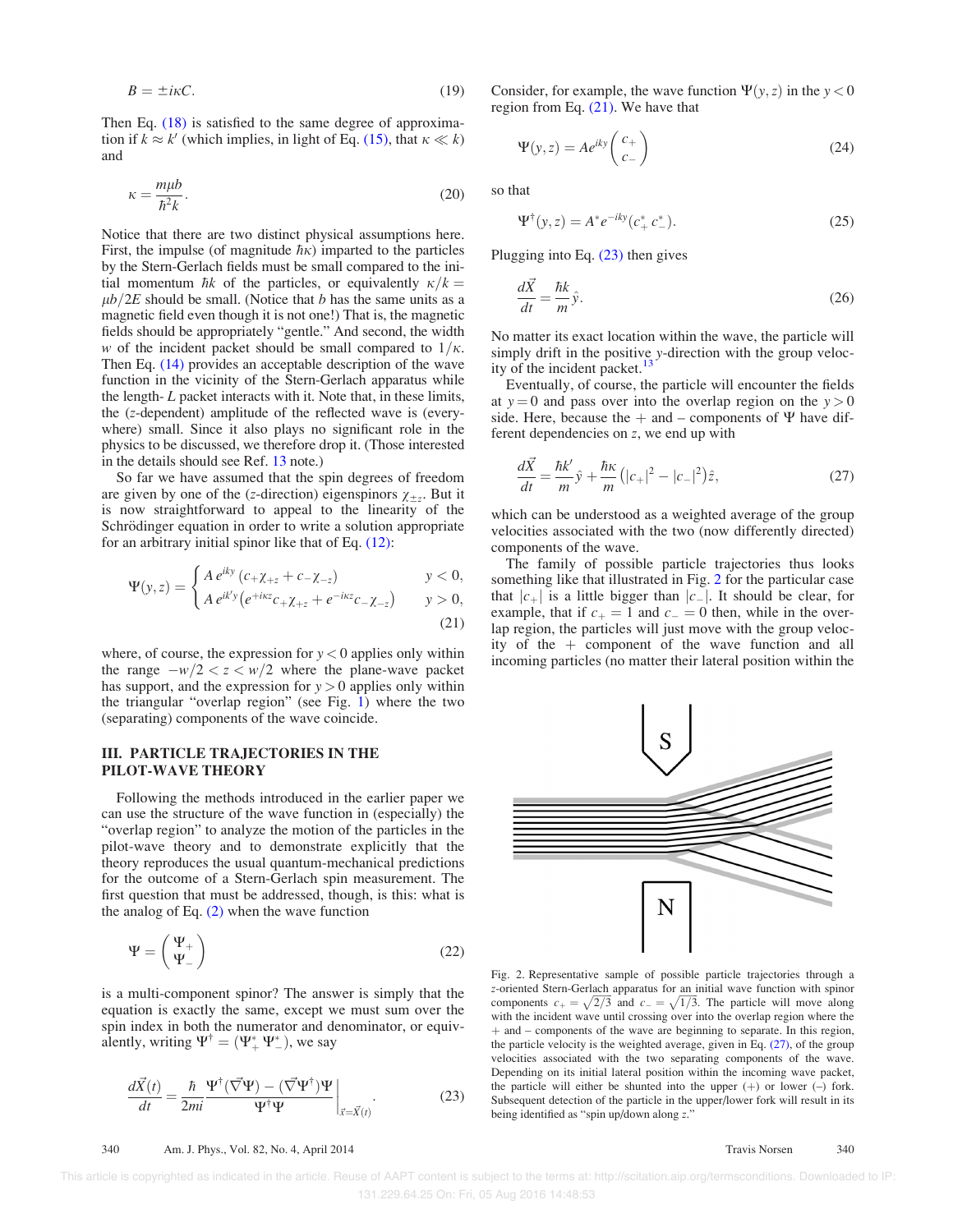$$B = \pm i\kappa C. \tag{19}$$

Then Eq. (18) is satisfied to the same degree of approximation if $k \approx k'$ (which implies, in light of Eq. (15), that $\kappa \ll k$) and

$$\kappa = \frac{m\mu b}{\hbar^2 k}. \tag{20}$$

Notice that there are two distinct physical assumptions here. First, the impulse (of magnitude $\hbar\kappa$) imparted to the particles by the Stern-Gerlach fields must be small compared to the initial momentum $\hbar k$ of the particles, or equivalently $\kappa/k = \mu b/2E$ should be small. (Notice that $b$ has the same units as a magnetic field even though it is not one!) That is, the magnetic fields should be appropriately "gentle." And second, the width $w$ of the incident packet should be small compared to $1/\kappa$. Then Eq. (14) provides an acceptable description of the wave function in the vicinity of the Stern-Gerlach apparatus while the length- $L$ packet interacts with it. Note that, in these limits, the ($z$-dependent) amplitude of the reflected wave is (everywhere) small. Since it also plays no significant role in the physics to be discussed, we therefore drop it. (Those interested in the details should see Ref. 13 note.)

So far we have assumed that the spin degrees of freedom are given by one of the ($z$-direction) eigenspinors $\chi_{\pm z}$. But it is now straightforward to appeal to the linearity of the Schrödinger equation in order to write a solution appropriate for an arbitrary initial spinor like that of Eq. (12):

$$\Psi(y,z) = \begin{cases} A\, e^{iky}\left(c_+\chi_{+z} + c_-\chi_{-z}\right) & y < 0, \\ A\, e^{ik'y}\left(e^{+i\kappa z}c_+\chi_{+z} + e^{-i\kappa z}c_-\chi_{-z}\right) & y > 0, \end{cases} \tag{21}$$

where, of course, the expression for $y < 0$ applies only within the range $-w/2 < z < w/2$ where the plane-wave packet has support, and the expression for $y > 0$ applies only within the triangular "overlap region" (see Fig. 1) where the two (separating) components of the wave coincide.

## III. PARTICLE TRAJECTORIES IN THE PILOT-WAVE THEORY

Following the methods introduced in the earlier paper we can use the structure of the wave function in (especially) the "overlap region" to analyze the motion of the particles in the pilot-wave theory and to demonstrate explicitly that the theory reproduces the usual quantum-mechanical predictions for the outcome of a Stern-Gerlach spin measurement. The first question that must be addressed, though, is this: what is the analog of Eq. (2) when the wave function

$$\Psi = \begin{pmatrix} \Psi_+ \\ \Psi_- \end{pmatrix} \tag{22}$$

is a multi-component spinor? The answer is simply that the equation is exactly the same, except we must sum over the spin index in both the numerator and denominator, or equivalently, writing $\Psi^\dagger = (\Psi_+^* \, \Psi_-^*)$, we say

$$\frac{d\vec{X}(t)}{dt} = \frac{\hbar}{2mi}\frac{\Psi^\dagger(\vec{\nabla}\Psi) - (\vec{\nabla}\Psi^\dagger)\Psi}{\Psi^\dagger\Psi}\bigg|_{\vec{x}=\vec{X}(t)}. \tag{23}$$

Consider, for example, the wave function $\Psi(y,z)$ in the $y<0$ region from Eq. (21). We have that

$$\Psi(y,z) = Ae^{iky}\begin{pmatrix} c_+ \\ c_- \end{pmatrix} \tag{24}$$

so that

$$\Psi^\dagger(y,z) = A^* e^{-iky}(c_+^* \, c_-^*). \tag{25}$$

Plugging into Eq. (23) then gives

$$\frac{d\vec{X}}{dt} = \frac{\hbar k}{m}\hat{y}. \tag{26}$$

No matter its exact location within the wave, the particle will simply drift in the positive $y$-direction with the group velocity of the incident packet.[13]

Eventually, of course, the particle will encounter the fields at $y=0$ and pass over into the overlap region on the $y>0$ side. Here, because the + and – components of $\Psi$ have different dependencies on $z$, we end up with

$$\frac{d\vec{X}}{dt} = \frac{\hbar k'}{m}\hat{y} + \frac{\hbar\kappa}{m}\left(|c_+|^2 - |c_-|^2\right)\hat{z}, \tag{27}$$

which can be understood as a weighted average of the group velocities associated with the two (now differently directed) components of the wave.

The family of possible particle trajectories thus looks something like that illustrated in Fig. 2 for the particular case that $|c_+|$ is a little bigger than $|c_-|$. It should be clear, for example, that if $c_+ = 1$ and $c_- = 0$ then, while in the overlap region, the particles will just move with the group velocity of the + component of the wave function and all incoming particles (no matter their lateral position within the

Fig. 2. Representative sample of possible particle trajectories through a $z$-oriented Stern-Gerlach apparatus for an initial wave function with spinor components $c_+ = \sqrt{2/3}$ and $c_- = \sqrt{1/3}$. The particle will move along with the incident wave until crossing over into the overlap region where the + and – components of the wave are beginning to separate. In this region, the particle velocity is the weighted average, given in Eq. (27), of the group velocities associated with the two separating components of the wave. Depending on its initial lateral position within the incoming wave packet, the particle will either be shunted into the upper (+) or lower (–) fork. Subsequent detection of the particle in the upper/lower fork will result in its being identified as "spin up/down along $z$."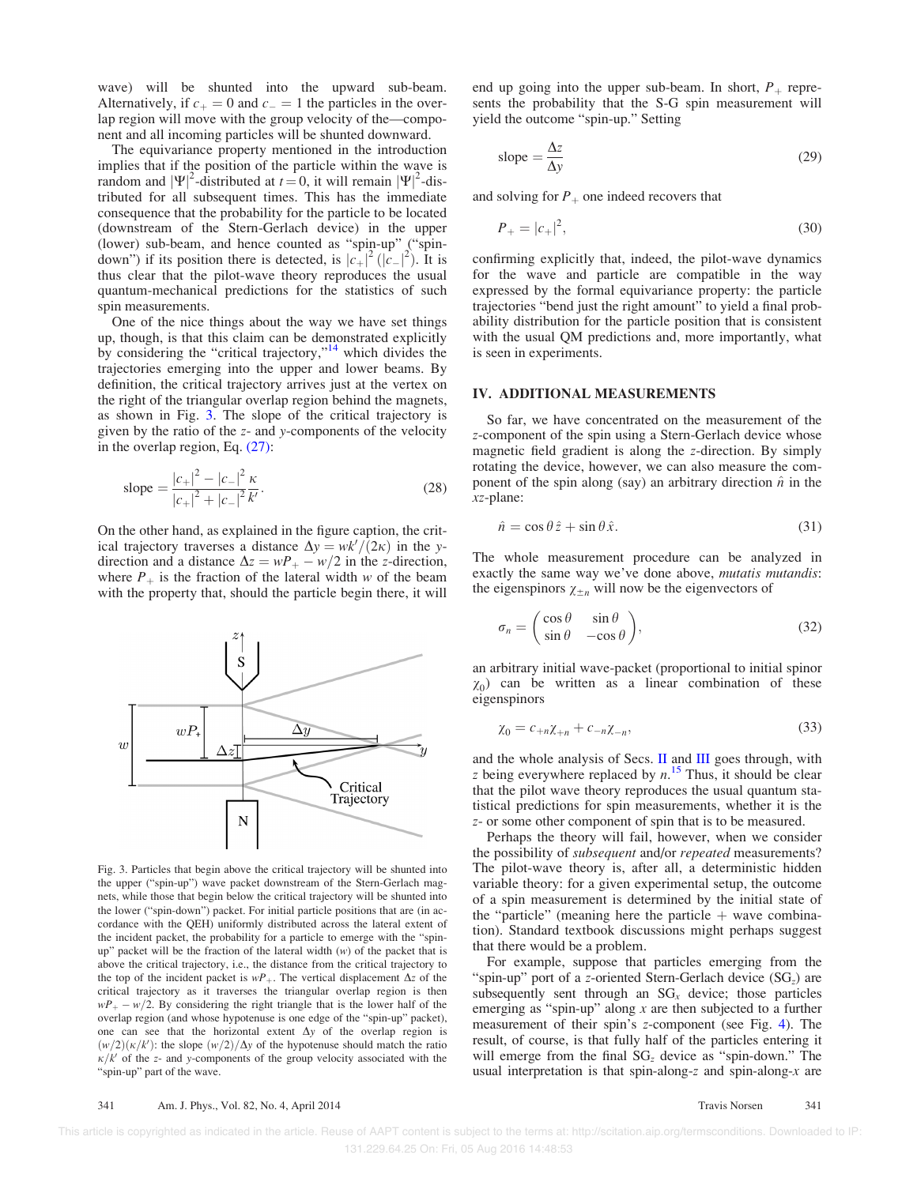wave) will be shunted into the upward sub-beam. Alternatively, if $c_+ = 0$ and $c_- = 1$ the particles in the overlap region will move with the group velocity of the—component and all incoming particles will be shunted downward.

The equivariance property mentioned in the introduction implies that if the position of the particle within the wave is random and $|\Psi|^2$-distributed at $t = 0$, it will remain $|\Psi|^2$-distributed for all subsequent times. This has the immediate consequence that the probability for the particle to be located (downstream of the Stern-Gerlach device) in the upper (lower) sub-beam, and hence counted as "spin-up" ("spin-down") if its position there is detected, is $|c_+|^2$ ($|c_-|^2$). It is thus clear that the pilot-wave theory reproduces the usual quantum-mechanical predictions for the statistics of such spin measurements.

One of the nice things about the way we have set things up, though, is that this claim can be demonstrated explicitly by considering the "critical trajectory,"[14] which divides the trajectories emerging into the upper and lower beams. By definition, the critical trajectory arrives just at the vertex on the right of the triangular overlap region behind the magnets, as shown in Fig. 3. The slope of the critical trajectory is given by the ratio of the $z$- and $y$-components of the velocity in the overlap region, Eq. (27):

$$\text{slope} = \frac{|c_+|^2 - |c_-|^2}{|c_+|^2 + |c_-|^2} \frac{\kappa}{k'}. \tag{28}$$

On the other hand, as explained in the figure caption, the critical trajectory traverses a distance $\Delta y = wk'/(2\kappa)$ in the $y$-direction and a distance $\Delta z = wP_+ - w/2$ in the $z$-direction, where $P_+$ is the fraction of the lateral width $w$ of the beam with the property that, should the particle begin there, it will end up going into the upper sub-beam. In short, $P_+$ represents the probability that the S-G spin measurement will yield the outcome "spin-up." Setting

$$\text{slope} = \frac{\Delta z}{\Delta y} \tag{29}$$

and solving for $P_+$ one indeed recovers that

$$P_+ = |c_+|^2, \tag{30}$$

confirming explicitly that, indeed, the pilot-wave dynamics for the wave and particle are compatible in the way expressed by the formal equivariance property: the particle trajectories "bend just the right amount" to yield a final probability distribution for the particle position that is consistent with the usual QM predictions and, more importantly, what is seen in experiments.

Fig. 3. Particles that begin above the critical trajectory will be shunted into the upper ("spin-up") wave packet downstream of the Stern-Gerlach magnets, while those that begin below the critical trajectory will be shunted into the lower ("spin-down") packet. For initial particle positions that are (in accordance with the QEH) uniformly distributed across the lateral extent of the incident packet, the probability for a particle to emerge with the "spin-up" packet will be the fraction of the lateral width ($w$) of the packet that is above the critical trajectory, i.e., the distance from the critical trajectory to the top of the incident packet is $wP_+$. The vertical displacement $\Delta z$ of the critical trajectory as it traverses the triangular overlap region is then $wP_+ - w/2$. By considering the right triangle that is the lower half of the overlap region (and whose hypotenuse is one edge of the "spin-up" packet), one can see that the horizontal extent $\Delta y$ of the overlap region is $(w/2)(\kappa/k')$: the slope $(w/2)/\Delta y$ of the hypotenuse should match the ratio $\kappa/k'$ of the $z$- and $y$-components of the group velocity associated with the "spin-up" part of the wave.

## IV. ADDITIONAL MEASUREMENTS

So far, we have concentrated on the measurement of the $z$-component of the spin using a Stern-Gerlach device whose magnetic field gradient is along the $z$-direction. By simply rotating the device, however, we can also measure the component of the spin along (say) an arbitrary direction $\hat{n}$ in the $xz$-plane:

$$\hat{n} = \cos\theta\,\hat{z} + \sin\theta\,\hat{x}. \tag{31}$$

The whole measurement procedure can be analyzed in exactly the same way we've done above, *mutatis mutandis*: the eigenspinors $\chi_{\pm n}$ will now be the eigenvectors of

$$\sigma_n = \begin{pmatrix} \cos\theta & \sin\theta \\ \sin\theta & -\cos\theta \end{pmatrix}, \tag{32}$$

an arbitrary initial wave-packet (proportional to initial spinor $\chi_0$) can be written as a linear combination of these eigenspinors

$$\chi_0 = c_{+n}\chi_{+n} + c_{-n}\chi_{-n}, \tag{33}$$

and the whole analysis of Secs. II and III goes through, with $z$ being everywhere replaced by $n$.[15] Thus, it should be clear that the pilot wave theory reproduces the usual quantum statistical predictions for spin measurements, whether it is the $z$- or some other component of spin that is to be measured.

Perhaps the theory will fail, however, when we consider the possibility of *subsequent* and/or *repeated* measurements? The pilot-wave theory is, after all, a deterministic hidden variable theory: for a given experimental setup, the outcome of a spin measurement is determined by the initial state of the "particle" (meaning here the particle + wave combination). Standard textbook discussions might perhaps suggest that there would be a problem.

For example, suppose that particles emerging from the "spin-up" port of a $z$-oriented Stern-Gerlach device ($SG_z$) are subsequently sent through an $SG_x$ device; those particles emerging as "spin-up" along $x$ are then subjected to a further measurement of their spin's $z$-component (see Fig. 4). The result, of course, is that fully half of the particles entering it will emerge from the final $SG_z$ device as "spin-down." The usual interpretation is that spin-along-$z$ and spin-along-$x$ are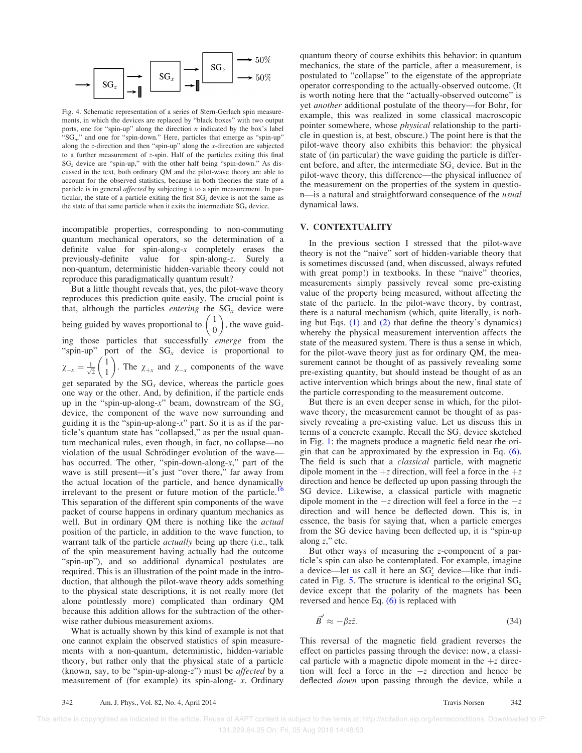Fig. 4. Schematic representation of a series of Stern-Gerlach spin measurements, in which the devices are replaced by "black boxes" with two output ports, one for "spin-up" along the direction $n$ indicated by the box's label "$SG_n$," and one for "spin-down." Here, particles that emerge as "spin-up" along the $z$-direction and then "spin-up" along the $x$-direction are subjected to a further measurement of $z$-spin. Half of the particles exiting this final $SG_z$ device are "spin-up," with the other half being "spin-down." As discussed in the text, both ordinary QM and the pilot-wave theory are able to account for the observed statistics, because in both theories the state of a particle is in general *affected* by subjecting it to a spin measurement. In particular, the state of a particle exiting the first $SG_z$ device is not the same as the state of that same particle when it exits the intermediate $SG_x$ device.

incompatible properties, corresponding to non-commuting quantum mechanical operators, so the determination of a definite value for spin-along-$x$ completely erases the previously-definite value for spin-along-$z$. Surely a non-quantum, deterministic hidden-variable theory could not reproduce this paradigmatically quantum result?

But a little thought reveals that, yes, the pilot-wave theory reproduces this prediction quite easily. The crucial point is that, although the particles *entering* the $SG_x$ device were being guided by waves proportional to $\begin{pmatrix}1\\0\end{pmatrix}$, the wave guiding those particles that successfully *emerge* from the "spin-up" port of the $SG_x$ device is proportional to $\chi_{+x} = \frac{1}{\sqrt{2}}\begin{pmatrix}1\\1\end{pmatrix}$. The $\chi_{+x}$ and $\chi_{-x}$ components of the wave get separated by the $SG_x$ device, whereas the particle goes one way or the other. And, by definition, if the particle ends up in the "spin-up-along-$x$" beam, downstream of the $SG_x$ device, the component of the wave now surrounding and guiding it is the "spin-up-along-$x$" part. So it is as if the particle's quantum state has "collapsed," as per the usual quantum mechanical rules, even though, in fact, no collapse—no violation of the usual Schrödinger evolution of the wave—has occurred. The other, "spin-down-along-$x$," part of the wave is still present—it's just "over there," far away from the actual location of the particle, and hence dynamically irrelevant to the present or future motion of the particle.[16] This separation of the different spin components of the wave packet of course happens in ordinary quantum mechanics as well. But in ordinary QM there is nothing like the *actual* position of the particle, in addition to the wave function, to warrant talk of the particle *actually* being up there (i.e., talk of the spin measurement having actually had the outcome "spin-up"), and so additional dynamical postulates are required. This is an illustration of the point made in the introduction, that although the pilot-wave theory adds something to the physical state descriptions, it is not really more (let alone pointlessly more) complicated than ordinary QM because this addition allows for the subtraction of the otherwise rather dubious measurement axioms.

What is actually shown by this kind of example is not that one cannot explain the observed statistics of spin measurements with a non-quantum, deterministic, hidden-variable theory, but rather only that the physical state of a particle (known, say, to be "spin-up-along-$z$") must be *affected* by a measurement of (for example) its spin-along- $x$. Ordinary quantum theory of course exhibits this behavior: in quantum mechanics, the state of the particle, after a measurement, is postulated to "collapse" to the eigenstate of the appropriate operator corresponding to the actually-observed outcome. (It is worth noting here that the "actually-observed outcome" is yet *another* additional postulate of the theory—for Bohr, for example, this was realized in some classical macroscopic pointer somewhere, whose *physical* relationship to the particle in question is, at best, obscure.) The point here is that the pilot-wave theory also exhibits this behavior: the physical state of (in particular) the wave guiding the particle is different before, and after, the intermediate $SG_x$ device. But in the pilot-wave theory, this difference—the physical influence of the measurement on the properties of the system in question—is a natural and straightforward consequence of the *usual* dynamical laws.

## V. CONTEXTUALITY

In the previous section I stressed that the pilot-wave theory is not the "naive" sort of hidden-variable theory that is sometimes discussed (and, when discussed, always refuted with great pomp!) in textbooks. In these "naive" theories, measurements simply passively reveal some pre-existing value of the property being measured, without affecting the state of the particle. In the pilot-wave theory, by contrast, there is a natural mechanism (which, quite literally, is nothing but Eqs. (1) and (2) that define the theory's dynamics) whereby the physical measurement intervention affects the state of the measured system. There is thus a sense in which, for the pilot-wave theory just as for ordinary QM, the measurement cannot be thought of as passively revealing some pre-existing quantity, but should instead be thought of as an active intervention which brings about the new, final state of the particle corresponding to the measurement outcome.

But there is an even deeper sense in which, for the pilot-wave theory, the measurement cannot be thought of as passively revealing a pre-existing value. Let us discuss this in terms of a concrete example. Recall the $SG_z$ device sketched in Fig. 1: the magnets produce a magnetic field near the origin that can be approximated by the expression in Eq. (6). The field is such that a *classical* particle, with magnetic dipole moment in the $+z$ direction, will feel a force in the $+z$ direction and hence be deflected up upon passing through the SG device. Likewise, a classical particle with magnetic dipole moment in the $-z$ direction will feel a force in the $-z$ direction and will hence be deflected down. This is, in essence, the basis for saying that, when a particle emerges from the SG device having been deflected up, it is "spin-up along $z$," etc.

But other ways of measuring the $z$-component of a particle's spin can also be contemplated. For example, imagine a device—let us call it here an $SG_z'$ device—like that indicated in Fig. 5. The structure is identical to the original $SG_z$ device except that the polarity of the magnets has been reversed and hence Eq. (6) is replaced with

$$\vec{B}' \approx -\beta z \hat{z}. \tag{34}$$

This reversal of the magnetic field gradient reverses the effect on particles passing through the device: now, a classical particle with a magnetic dipole moment in the $+z$ direction will feel a force in the $-z$ direction and hence be deflected *down* upon passing through the device, while a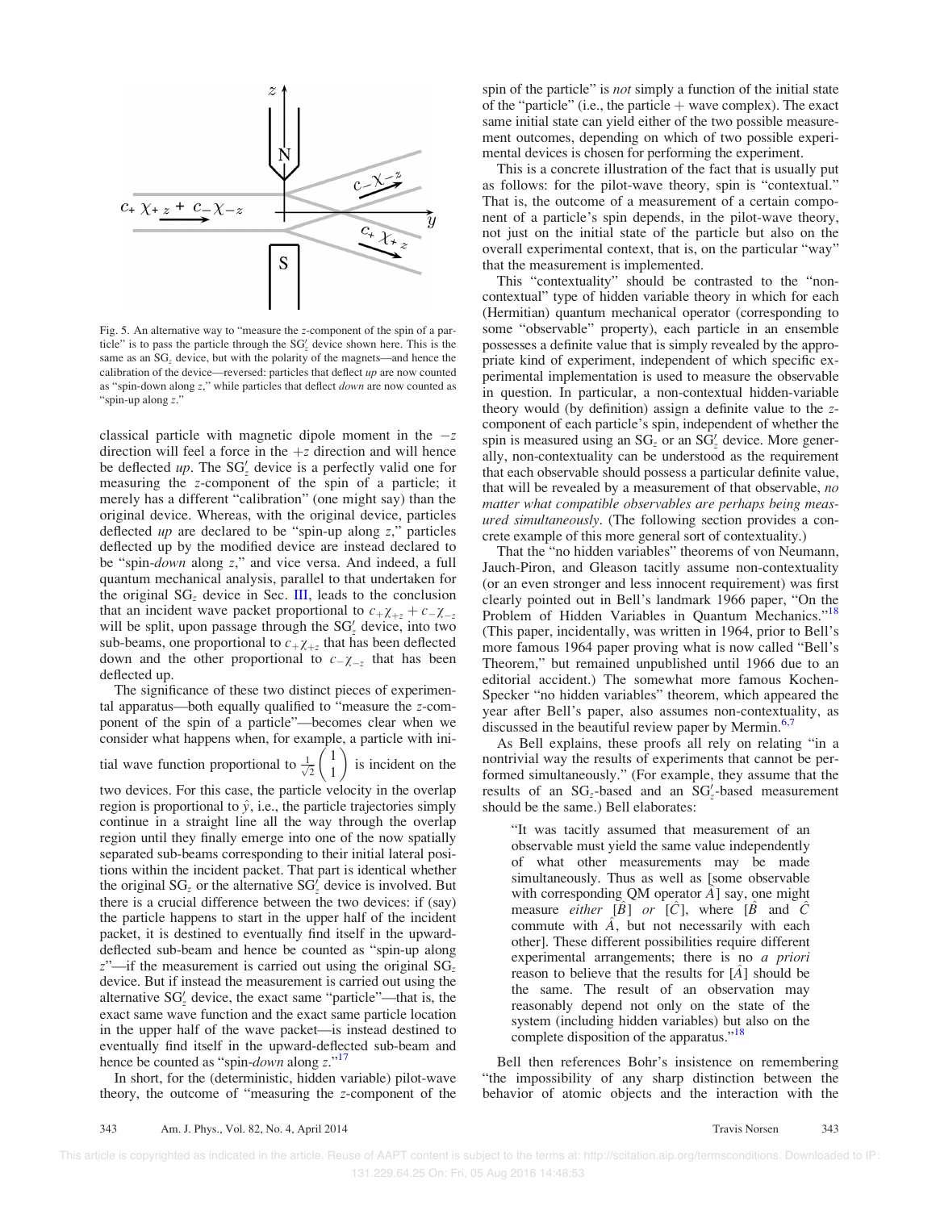Fig. 5. An alternative way to "measure the $z$-component of the spin of a particle" is to pass the particle through the $SG'_z$ device shown here. This is the same as an $SG_z$ device, but with the polarity of the magnets—and hence the calibration of the device—reversed: particles that deflect *up* are now counted as "spin-down along $z$," while particles that deflect *down* are now counted as "spin-up along $z$."

classical particle with magnetic dipole moment in the $-z$ direction will feel a force in the $+z$ direction and will hence be deflected *up*. The $SG'_z$ device is a perfectly valid one for measuring the $z$-component of the spin of a particle; it merely has a different "calibration" (one might say) than the original device. Whereas, with the original device, particles deflected *up* are declared to be "spin-up along $z$," particles deflected up by the modified device are instead declared to be "spin-*down* along $z$," and vice versa. And indeed, a full quantum mechanical analysis, parallel to that undertaken for the original $SG_z$ device in Sec. III, leads to the conclusion that an incident wave packet proportional to $c_+\chi_{+z} + c_-\chi_{-z}$ will be split, upon passage through the $SG'_z$ device, into two sub-beams, one proportional to $c_+\chi_{+z}$ that has been deflected down and the other proportional to $c_-\chi_{-z}$ that has been deflected up.

The significance of these two distinct pieces of experimental apparatus—both equally qualified to "measure the $z$-component of the spin of a particle"—becomes clear when we consider what happens when, for example, a particle with initial wave function proportional to $\frac{1}{\sqrt{2}}\begin{pmatrix}1\\1\end{pmatrix}$ is incident on the two devices. For this case, the particle velocity in the overlap region is proportional to $\hat{y}$, i.e., the particle trajectories simply continue in a straight line all the way through the overlap region until they finally emerge into one of the now spatially separated sub-beams corresponding to their initial lateral positions within the incident packet. That part is identical whether the original $SG_z$ or the alternative $SG'_z$ device is involved. But there is a crucial difference between the two devices: if (say) the particle happens to start in the upper half of the incident packet, it is destined to eventually find itself in the upward-deflected sub-beam and hence be counted as "spin-up along $z$"—if the measurement is carried out using the original $SG_z$ device. But if instead the measurement is carried out using the alternative $SG'_z$ device, the exact same "particle"—that is, the exact same wave function and the exact same particle location in the upper half of the wave packet—is instead destined to eventually find itself in the upward-deflected sub-beam and hence be counted as "spin-*down* along $z$."[17]

In short, for the (deterministic, hidden variable) pilot-wave theory, the outcome of "measuring the $z$-component of the spin of the particle" is *not* simply a function of the initial state of the "particle" (i.e., the particle + wave complex). The exact same initial state can yield either of the two possible measurement outcomes, depending on which of two possible experimental devices is chosen for performing the experiment.

This is a concrete illustration of the fact that is usually put as follows: for the pilot-wave theory, spin is "contextual." That is, the outcome of a measurement of a certain component of a particle's spin depends, in the pilot-wave theory, not just on the initial state of the particle but also on the overall experimental context, that is, on the particular "way" that the measurement is implemented.

This "contextuality" should be contrasted to the "non-contextual" type of hidden variable theory in which for each (Hermitian) quantum mechanical operator (corresponding to some "observable" property), each particle in an ensemble possesses a definite value that is simply revealed by the appropriate kind of experiment, independent of which specific experimental implementation is used to measure the observable in question. In particular, a non-contextual hidden-variable theory would (by definition) assign a definite value to the $z$-component of each particle's spin, independent of whether the spin is measured using an $SG_z$ or an $SG'_z$ device. More generally, non-contextuality can be understood as the requirement that each observable should possess a particular definite value, that will be revealed by a measurement of that observable, *no matter what compatible observables are perhaps being measured simultaneously*. (The following section provides a concrete example of this more general sort of contextuality.)

That the "no hidden variables" theorems of von Neumann, Jauch-Piron, and Gleason tacitly assume non-contextuality (or an even stronger and less innocent requirement) was first clearly pointed out in Bell's landmark 1966 paper, "On the Problem of Hidden Variables in Quantum Mechanics."[18] (This paper, incidentally, was written in 1964, prior to Bell's more famous 1964 paper proving what is now called "Bell's Theorem," but remained unpublished until 1966 due to an editorial accident.) The somewhat more famous Kochen-Specker "no hidden variables" theorem, which appeared the year after Bell's paper, also assumes non-contextuality, as discussed in the beautiful review paper by Mermin.[6,7]

As Bell explains, these proofs all rely on relating "in a nontrivial way the results of experiments that cannot be performed simultaneously." (For example, they assume that the results of an $SG_z$-based and an $SG'_z$-based measurement should be the same.) Bell elaborates:

> "It was tacitly assumed that measurement of an observable must yield the same value independently of what other measurements may be made simultaneously. Thus as well as [some observable with corresponding QM operator $\hat{A}$] say, one might measure *either* [$\hat{B}$] *or* [$\hat{C}$], where [$\hat{B}$ and $\hat{C}$ commute with $\hat{A}$, but not necessarily with each other]. These different possibilities require different experimental arrangements; there is no *a priori* reason to believe that the results for [$\hat{A}$] should be the same. The result of an observation may reasonably depend not only on the state of the system (including hidden variables) but also on the complete disposition of the apparatus."[18]

Bell then references Bohr's insistence on remembering "the impossibility of any sharp distinction between the behavior of atomic objects and the interaction with the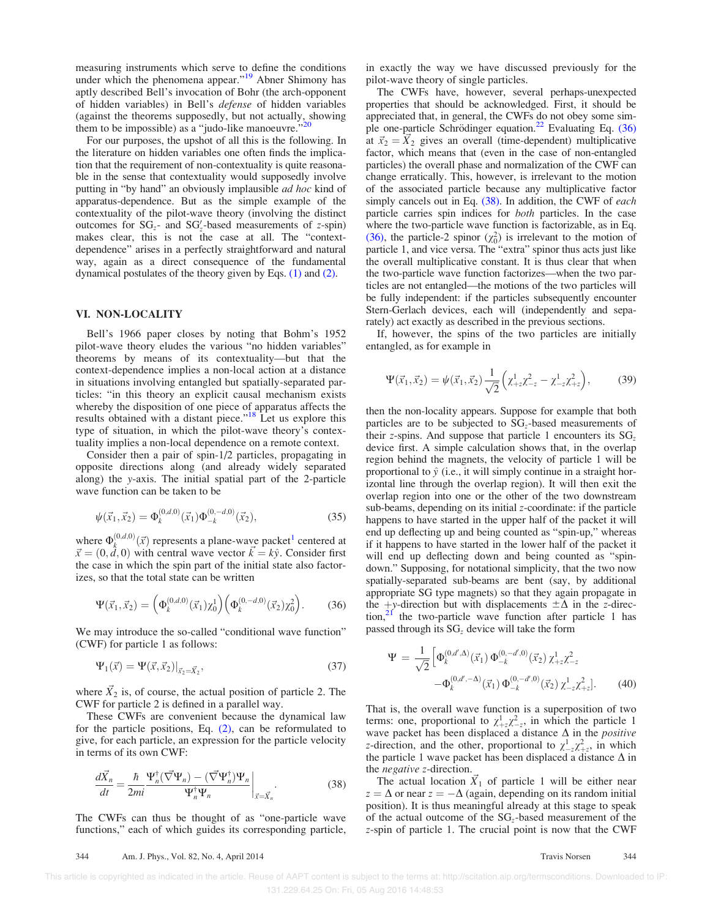measuring instruments which serve to define the conditions under which the phenomena appear."[19] Abner Shimony has aptly described Bell's invocation of Bohr (the arch-opponent of hidden variables) in Bell's *defense* of hidden variables (against the theorems supposedly, but not actually, showing them to be impossible) as a "judo-like manoeuvre."[20]

For our purposes, the upshot of all this is the following. In the literature on hidden variables one often finds the implication that the requirement of non-contextuality is quite reasonable in the sense that contextuality would supposedly involve putting in "by hand" an obviously implausible *ad hoc* kind of apparatus-dependence. But as the simple example of the contextuality of the pilot-wave theory (involving the distinct outcomes for $SG_z$- and $SG_z'$-based measurements of $z$-spin) makes clear, this is not the case at all. The "context-dependence" arises in a perfectly straightforward and natural way, again as a direct consequence of the fundamental dynamical postulates of the theory given by Eqs. (1) and (2).

## VI. NON-LOCALITY

Bell's 1966 paper closes by noting that Bohm's 1952 pilot-wave theory eludes the various "no hidden variables" theorems by means of its contextuality—but that the context-dependence implies a non-local action at a distance in situations involving entangled but spatially-separated particles: "in this theory an explicit causal mechanism exists whereby the disposition of one piece of apparatus affects the results obtained with a distant piece."[18] Let us explore this type of situation, in which the pilot-wave theory's contextuality implies a non-local dependence on a remote context.

Consider then a pair of spin-1/2 particles, propagating in opposite directions along (and already widely separated along) the $y$-axis. The initial spatial part of the 2-particle wave function can be taken to be

$$\psi(\vec{x}_1,\vec{x}_2) = \Phi_k^{(0,d,0)}(\vec{x}_1)\Phi_{-k}^{(0,-d,0)}(\vec{x}_2), \tag{35}$$

where $\Phi_k^{(0,d,0)}(\vec{x})$ represents a plane-wave packet[1] centered at $\vec{x}=(0,d,0)$ with central wave vector $\vec{k}=k\hat{y}$. Consider first the case in which the spin part of the initial state also factorizes, so that the total state can be written

$$\Psi(\vec{x}_1,\vec{x}_2) = \left(\Phi_k^{(0,d,0)}(\vec{x}_1)\chi_0^1\right)\left(\Phi_k^{(0,-d,0)}(\vec{x}_2)\chi_0^2\right). \tag{36}$$

We may introduce the so-called "conditional wave function" (CWF) for particle 1 as follows:

$$\Psi_1(\vec{x}) = \Psi(\vec{x},\vec{x}_2)|_{\vec{x}_2=\vec{X}_2}, \tag{37}$$

where $\vec{X}_2$ is, of course, the actual position of particle 2. The CWF for particle 2 is defined in a parallel way.

These CWFs are convenient because the dynamical law for the particle positions, Eq. (2), can be reformulated to give, for each particle, an expression for the particle velocity in terms of its own CWF:

$$\frac{d\vec{X}_n}{dt} = \frac{\hbar}{2mi}\frac{\Psi_n^\dagger(\vec{\nabla}\Psi_n)-(\vec{\nabla}\Psi_n^\dagger)\Psi_n}{\Psi_n^\dagger\Psi_n}\bigg|_{\vec{x}=\vec{X}_n}. \tag{38}$$

The CWFs can thus be thought of as "one-particle wave functions," each of which guides its corresponding particle, in exactly the way we have discussed previously for the pilot-wave theory of single particles.

The CWFs have, however, several perhaps-unexpected properties that should be acknowledged. First, it should be appreciated that, in general, the CWFs do not obey some simple one-particle Schrödinger equation.[22] Evaluating Eq. (36) at $\vec{x}_2=\vec{X}_2$ gives an overall (time-dependent) multiplicative factor, which means that (even in the case of non-entangled particles) the overall phase and normalization of the CWF can change erratically. This, however, is irrelevant to the motion of the associated particle because any multiplicative factor simply cancels out in Eq. (38). In addition, the CWF of *each* particle carries spin indices for *both* particles. In the case where the two-particle wave function is factorizable, as in Eq. (36), the particle-2 spinor ($\chi_0^2$) is irrelevant to the motion of particle 1, and vice versa. The "extra" spinor thus acts just like the overall multiplicative constant. It is thus clear that when the two-particle wave function factorizes—when the two particles are not entangled—the motions of the two particles will be fully independent: if the particles subsequently encounter Stern-Gerlach devices, each will (independently and separately) act exactly as described in the previous sections.

If, however, the spins of the two particles are initially entangled, as for example in

$$\Psi(\vec{x}_1,\vec{x}_2) = \psi(\vec{x}_1,\vec{x}_2)\frac{1}{\sqrt{2}}\left(\chi_{+z}^1\chi_{-z}^2 - \chi_{-z}^1\chi_{+z}^2\right), \tag{39}$$

then the non-locality appears. Suppose for example that both particles are to be subjected to $SG_z$-based measurements of their $z$-spins. And suppose that particle 1 encounters its $SG_z$ device first. A simple calculation shows that, in the overlap region behind the magnets, the velocity of particle 1 will be proportional to $\hat{y}$ (i.e., it will simply continue in a straight horizontal line through the overlap region). It will then exit the overlap region into one or the other of the two downstream sub-beams, depending on its initial $z$-coordinate: if the particle happens to have started in the upper half of the packet it will end up deflecting up and being counted as "spin-up," whereas if it happens to have started in the lower half of the packet it will end up deflecting down and being counted as "spin-down." Supposing, for notational simplicity, that the two now spatially-separated sub-beams are bent (say, by additional appropriate SG type magnets) so that they again propagate in the $+y$-direction but with displacements $\pm\Delta$ in the $z$-direction,[21] the two-particle wave function after particle 1 has passed through its $SG_z$ device will take the form

$$\Psi = \frac{1}{\sqrt{2}}\Big[\Phi_k^{(0,d',\Delta)}(\vec{x}_1)\,\Phi_{-k}^{(0,-d',0)}(\vec{x}_2)\,\chi_{+z}^1\chi_{-z}^2 - \Phi_k^{(0,d',-\Delta)}(\vec{x}_1)\,\Phi_{-k}^{(0,-d',0)}(\vec{x}_2)\,\chi_{-z}^1\chi_{+z}^2\Big]. \tag{40}$$

That is, the overall wave function is a superposition of two terms: one, proportional to $\chi_{+z}^1\chi_{-z}^2$, in which the particle 1 wave packet has been displaced a distance $\Delta$ in the *positive* $z$-direction, and the other, proportional to $\chi_{-z}^1\chi_{+z}^2$, in which the particle 1 wave packet has been displaced a distance $\Delta$ in the *negative* $z$-direction.

The actual location $\vec{X}_1$ of particle 1 will be either near $z=\Delta$ or near $z=-\Delta$ (again, depending on its random initial position). It is thus meaningful already at this stage to speak of the actual outcome of the $SG_z$-based measurement of the $z$-spin of particle 1. The crucial point is now that the CWF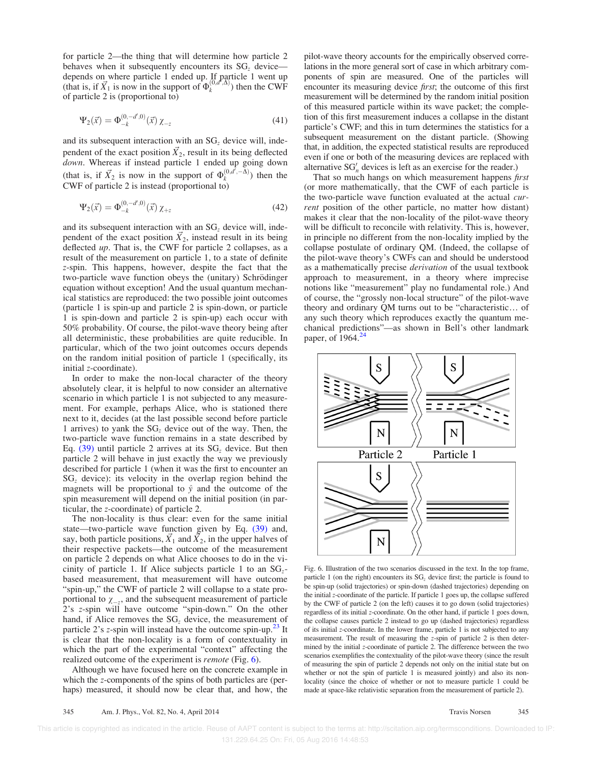for particle 2—the thing that will determine how particle 2 behaves when it subsequently encounters its $SG_z$ device—depends on where particle 1 ended up. If particle 1 went up (that is, if $\vec{X}_1$ is now in the support of $\Phi_k^{(0,d',\Delta)}$) then the CWF of particle 2 is (proportional to)

$$\Psi_2(\vec{x}) = \Phi_{-k}^{(0,-d',0)}(\vec{x})\,\chi_{-z} \tag{41}$$

and its subsequent interaction with an $SG_z$ device will, independent of the exact position $\vec{X}_2$, result in its being deflected *down*. Whereas if instead particle 1 ended up going down (that is, if $\vec{X}_2$ is now in the support of $\Phi_k^{(0,d',-\Delta)}$) then the CWF of particle 2 is instead (proportional to)

$$\Psi_2(\vec{x}) = \Phi_{-k}^{(0,-d',0)}(\vec{x})\,\chi_{+z} \tag{42}$$

and its subsequent interaction with an $SG_z$ device will, independent of the exact position $\vec{X}_2$, instead result in its being deflected *up*. That is, the CWF for particle 2 collapses, as a result of the measurement on particle 1, to a state of definite $z$-spin. This happens, however, despite the fact that the two-particle wave function obeys the (unitary) Schrödinger equation without exception! And the usual quantum mechanical statistics are reproduced: the two possible joint outcomes (particle 1 is spin-up and particle 2 is spin-down, or particle 1 is spin-down and particle 2 is spin-up) each occur with 50% probability. Of course, the pilot-wave theory being after all deterministic, these probabilities are quite reducible. In particular, which of the two joint outcomes occurs depends on the random initial position of particle 1 (specifically, its initial $z$-coordinate).

In order to make the non-local character of the theory absolutely clear, it is helpful to now consider an alternative scenario in which particle 1 is not subjected to any measurement. For example, perhaps Alice, who is stationed there next to it, decides (at the last possible second before particle 1 arrives) to yank the $SG_z$ device out of the way. Then, the two-particle wave function remains in a state described by Eq. (39) until particle 2 arrives at its $SG_z$ device. But then particle 2 will behave in just exactly the way we previously described for particle 1 (when it was the first to encounter an $SG_z$ device): its velocity in the overlap region behind the magnets will be proportional to $\hat{y}$ and the outcome of the spin measurement will depend on the initial position (in particular, the $z$-coordinate) of particle 2.

The non-locality is thus clear: even for the same initial state—two-particle wave function given by Eq. (39) and, say, both particle positions, $\vec{X}_1$ and $\vec{X}_2$, in the upper halves of their respective packets—the outcome of the measurement on particle 2 depends on what Alice chooses to do in the vicinity of particle 1. If Alice subjects particle 1 to an $SG_z$-based measurement, that measurement will have outcome "spin-up," the CWF of particle 2 will collapse to a state proportional to $\chi_{-z}$, and the subsequent measurement of particle 2's $z$-spin will have outcome "spin-down." On the other hand, if Alice removes the $SG_z$ device, the measurement of particle 2's $z$-spin will instead have the outcome spin-up.[23] It is clear that the non-locality is a form of contextuality in which the part of the experimental "context" affecting the realized outcome of the experiment is *remote* (Fig. 6).

Although we have focused here on the concrete example in which the $z$-components of the spins of both particles are (perhaps) measured, it should now be clear that, and how, the pilot-wave theory accounts for the empirically observed correlations in the more general sort of case in which arbitrary components of spin are measured. One of the particles will encounter its measuring device *first*; the outcome of this first measurement will be determined by the random initial position of this measured particle within its wave packet; the completion of this first measurement induces a collapse in the distant particle's CWF; and this in turn determines the statistics for a subsequent measurement on the distant particle. (Showing that, in addition, the expected statistical results are reproduced even if one or both of the measuring devices are replaced with alternative $SG'_n$ devices is left as an exercise for the reader.)

That so much hangs on which measurement happens *first* (or more mathematically, that the CWF of each particle is the two-particle wave function evaluated at the actual *current* position of the other particle, no matter how distant) makes it clear that the non-locality of the pilot-wave theory will be difficult to reconcile with relativity. This is, however, in principle no different from the non-locality implied by the collapse postulate of ordinary QM. (Indeed, the collapse of the pilot-wave theory's CWFs can and should be understood as a mathematically precise *derivation* of the usual textbook approach to measurement, in a theory where imprecise notions like "measurement" play no fundamental role.) And of course, the "grossly non-local structure" of the pilot-wave theory and ordinary QM turns out to be "characteristic… of any such theory which reproduces exactly the quantum mechanical predictions"—as shown in Bell's other landmark paper, of 1964.[24]

S
N
Particle 2
S
N
Particle 1
S
N

Fig. 6. Illustration of the two scenarios discussed in the text. In the top frame, particle 1 (on the right) encounters its $SG_z$ device first; the particle is found to be spin-up (solid trajectories) or spin-down (dashed trajectories) depending on the initial $z$-coordinate of the particle. If particle 1 goes up, the collapse suffered by the CWF of particle 2 (on the left) causes it to go down (solid trajectories) regardless of its initial $z$-coordinate. On the other hand, if particle 1 goes down, the collapse causes particle 2 instead to go up (dashed trajectories) regardless of its initial $z$-coordinate. In the lower frame, particle 1 is not subjected to any measurement. The result of measuring the $z$-spin of particle 2 is then determined by the initial $z$-coordinate of particle 2. The difference between the two scenarios exemplifies the contextuality of the pilot-wave theory (since the result of measuring the spin of particle 2 depends not only on the initial state but on whether or not the spin of particle 1 is measured jointly) and also its nonlocality (since the choice of whether or not to measure particle 1 could be made at space-like relativistic separation from the measurement of particle 2).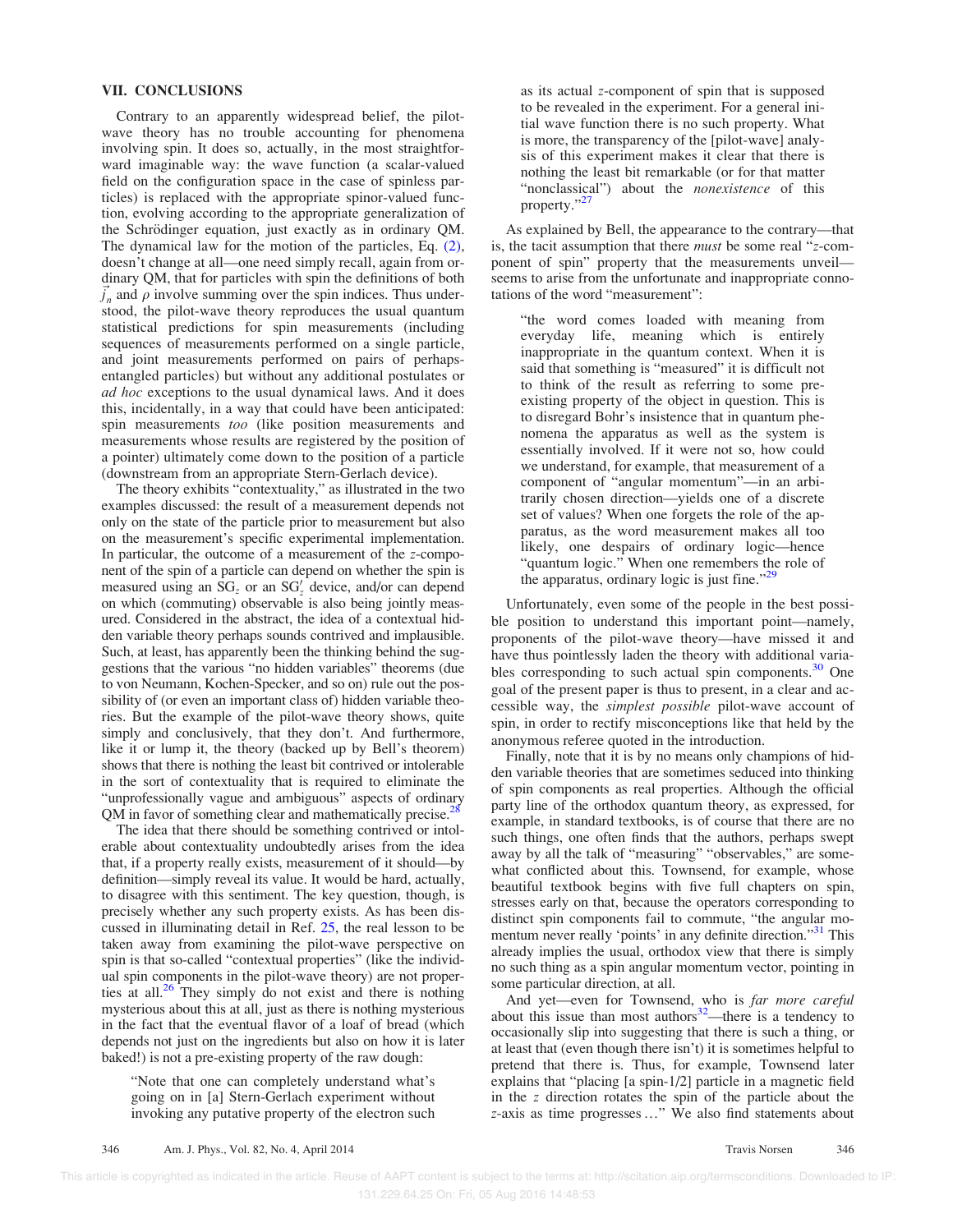## VII. CONCLUSIONS

Contrary to an apparently widespread belief, the pilot-wave theory has no trouble accounting for phenomena involving spin. It does so, actually, in the most straightforward imaginable way: the wave function (a scalar-valued field on the configuration space in the case of spinless particles) is replaced with the appropriate spinor-valued function, evolving according to the appropriate generalization of the Schrödinger equation, just exactly as in ordinary QM. The dynamical law for the motion of the particles, Eq. (2), doesn't change at all—one need simply recall, again from ordinary QM, that for particles with spin the definitions of both $\vec{j}_n$ and $\rho$ involve summing over the spin indices. Thus understood, the pilot-wave theory reproduces the usual quantum statistical predictions for spin measurements (including sequences of measurements performed on a single particle, and joint measurements performed on pairs of perhaps-entangled particles) but without any additional postulates or *ad hoc* exceptions to the usual dynamical laws. And it does this, incidentally, in a way that could have been anticipated: spin measurements *too* (like position measurements and measurements whose results are registered by the position of a pointer) ultimately come down to the position of a particle (downstream from an appropriate Stern-Gerlach device).

The theory exhibits "contextuality," as illustrated in the two examples discussed: the result of a measurement depends not only on the state of the particle prior to measurement but also on the measurement's specific experimental implementation. In particular, the outcome of a measurement of the $z$-component of the spin of a particle can depend on whether the spin is measured using an $SG_z$ or an $SG_z'$ device, and/or can depend on which (commuting) observable is also being jointly measured. Considered in the abstract, the idea of a contextual hidden variable theory perhaps sounds contrived and implausible. Such, at least, has apparently been the thinking behind the suggestions that the various "no hidden variables" theorems (due to von Neumann, Kochen-Specker, and so on) rule out the possibility of (or even an important class of) hidden variable theories. But the example of the pilot-wave theory shows, quite simply and conclusively, that they don't. And furthermore, like it or lump it, the theory (backed up by Bell's theorem) shows that there is nothing the least bit contrived or intolerable in the sort of contextuality that is required to eliminate the "unprofessionally vague and ambiguous" aspects of ordinary QM in favor of something clear and mathematically precise.[28]

The idea that there should be something contrived or intolerable about contextuality undoubtedly arises from the idea that, if a property really exists, measurement of it should—by definition—simply reveal its value. It would be hard, actually, to disagree with this sentiment. The key question, though, is precisely whether any such property exists. As has been discussed in illuminating detail in Ref. 25, the real lesson to be taken away from examining the pilot-wave perspective on spin is that so-called "contextual properties" (like the individual spin components in the pilot-wave theory) are not properties at all.[26] They simply do not exist and there is nothing mysterious about this at all, just as there is nothing mysterious in the fact that the eventual flavor of a loaf of bread (which depends not just on the ingredients but also on how it is later baked!) is not a pre-existing property of the raw dough:

> "Note that one can completely understand what's going on in [a] Stern-Gerlach experiment without invoking any putative property of the electron such as its actual $z$-component of spin that is supposed to be revealed in the experiment. For a general initial wave function there is no such property. What is more, the transparency of the [pilot-wave] analysis of this experiment makes it clear that there is nothing the least bit remarkable (or for that matter "nonclassical") about the *nonexistence* of this property."[27]

As explained by Bell, the appearance to the contrary—that is, the tacit assumption that there *must* be some real "$z$-component of spin" property that the measurements unveil—seems to arise from the unfortunate and inappropriate connotations of the word "measurement":

> "the word comes loaded with meaning from everyday life, meaning which is entirely inappropriate in the quantum context. When it is said that something is "measured" it is difficult not to think of the result as referring to some pre-existing property of the object in question. This is to disregard Bohr's insistence that in quantum phenomena the apparatus as well as the system is essentially involved. If it were not so, how could we understand, for example, that measurement of a component of "angular momentum"—in an arbitrarily chosen direction—yields one of a discrete set of values? When one forgets the role of the apparatus, as the word measurement makes all too likely, one despairs of ordinary logic—hence "quantum logic." When one remembers the role of the apparatus, ordinary logic is just fine."[29]

Unfortunately, even some of the people in the best possible position to understand this important point—namely, proponents of the pilot-wave theory—have missed it and have thus pointlessly laden the theory with additional variables corresponding to such actual spin components.[30] One goal of the present paper is thus to present, in a clear and accessible way, the *simplest possible* pilot-wave account of spin, in order to rectify misconceptions like that held by the anonymous referee quoted in the introduction.

Finally, note that it is by no means only champions of hidden variable theories that are sometimes seduced into thinking of spin components as real properties. Although the official party line of the orthodox quantum theory, as expressed, for example, in standard textbooks, is of course that there are no such things, one often finds that the authors, perhaps swept away by all the talk of "measuring" "observables," are somewhat conflicted about this. Townsend, for example, whose beautiful textbook begins with five full chapters on spin, stresses early on that, because the operators corresponding to distinct spin components fail to commute, "the angular momentum never really 'points' in any definite direction."[31] This already implies the usual, orthodox view that there is simply no such thing as a spin angular momentum vector, pointing in some particular direction, at all.

And yet—even for Townsend, who is *far more careful* about this issue than most authors[32]—there is a tendency to occasionally slip into suggesting that there is such a thing, or at least that (even though there isn't) it is sometimes helpful to pretend that there is. Thus, for example, Townsend later explains that "placing [a spin-1/2] particle in a magnetic field in the $z$ direction rotates the spin of the particle about the $z$-axis as time progresses ..." We also find statements about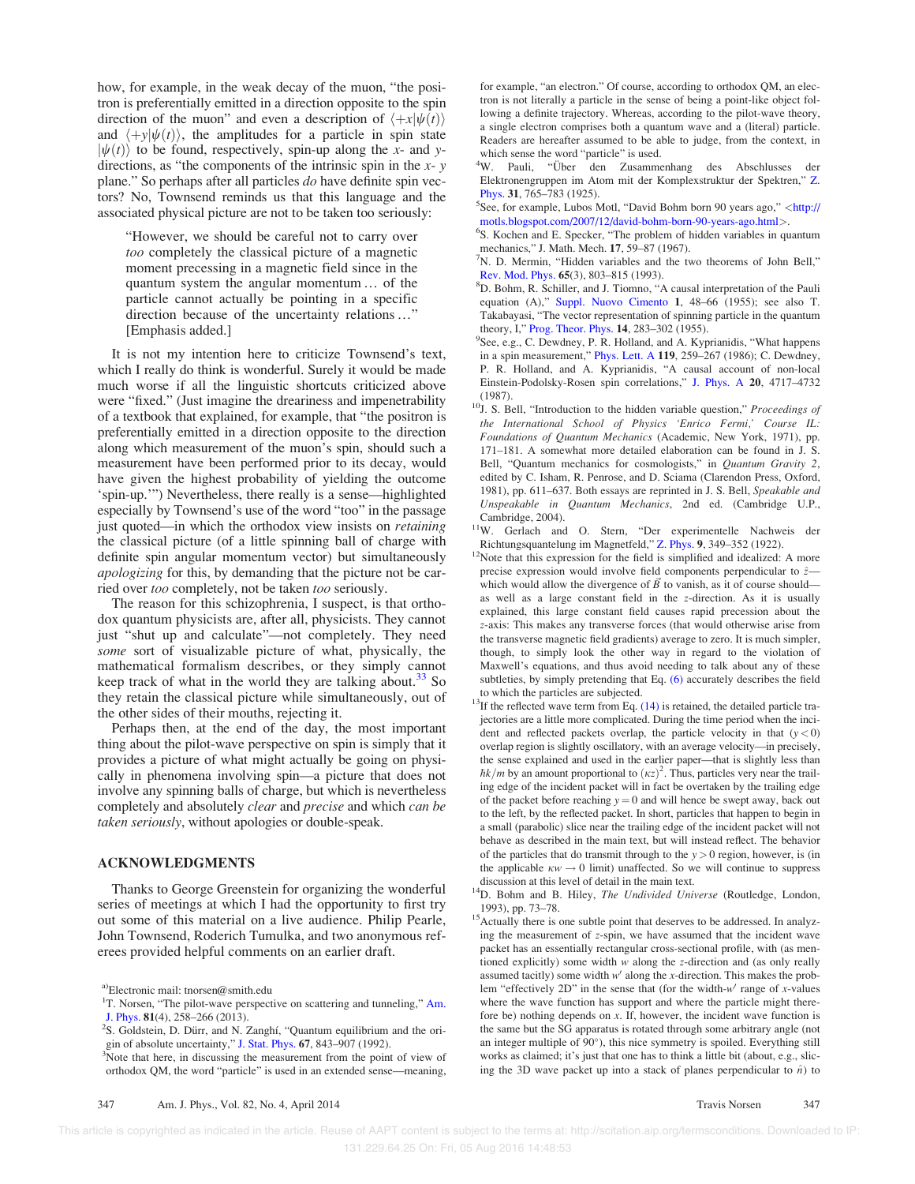how, for example, in the weak decay of the muon, "the positron is preferentially emitted in a direction opposite to the spin direction of the muon" and even a description of $\langle +x|\psi(t)\rangle$ and $\langle +y|\psi(t)\rangle$, the amplitudes for a particle in spin state $|\psi(t)\rangle$ to be found, respectively, spin-up along the $x$- and $y$-directions, as "the components of the intrinsic spin in the $x$- $y$ plane." So perhaps after all particles *do* have definite spin vectors? No, Townsend reminds us that this language and the associated physical picture are not to be taken too seriously:

> "However, we should be careful not to carry over *too* completely the classical picture of a magnetic moment precessing in a magnetic field since in the quantum system the angular momentum … of the particle cannot actually be pointing in a specific direction because of the uncertainty relations …" [Emphasis added.]

It is not my intention here to criticize Townsend's text, which I really do think is wonderful. Surely it would be made much worse if all the linguistic shortcuts criticized above were "fixed." (Just imagine the dreariness and impenetrability of a textbook that explained, for example, that "the positron is preferentially emitted in a direction opposite to the direction along which measurement of the muon's spin, should such a measurement have been performed prior to its decay, would have given the highest probability of yielding the outcome 'spin-up.'") Nevertheless, there really is a sense—highlighted especially by Townsend's use of the word "too" in the passage just quoted—in which the orthodox view insists on *retaining* the classical picture (of a little spinning ball of charge with definite spin angular momentum vector) but simultaneously *apologizing* for this, by demanding that the picture not be carried over *too* completely, not be taken *too* seriously.

The reason for this schizophrenia, I suspect, is that orthodox quantum physicists are, after all, physicists. They cannot just "shut up and calculate"—not completely. They need *some* sort of visualizable picture of what, physically, the mathematical formalism describes, or they simply cannot keep track of what in the world they are talking about.[33] So they retain the classical picture while simultaneously, out of the other sides of their mouths, rejecting it.

Perhaps then, at the end of the day, the most important thing about the pilot-wave perspective on spin is simply that it provides a picture of what might actually be going on physically in phenomena involving spin—a picture that does not involve any spinning balls of charge, but which is nevertheless completely and absolutely *clear* and *precise* and which *can be taken seriously*, without apologies or double-speak.

## ACKNOWLEDGMENTS

Thanks to George Greenstein for organizing the wonderful series of meetings at which I had the opportunity to first try out some of this material on a live audience. Philip Pearle, John Townsend, Roderich Tumulka, and two anonymous referees provided helpful comments on an earlier draft.

[a]Electronic mail: tnorsen@smith.edu

[1]T. Norsen, "The pilot-wave perspective on scattering and tunneling," Am. J. Phys. 81(4), 258–266 (2013).

[2]S. Goldstein, D. Dürr, and N. Zanghí, "Quantum equilibrium and the origin of absolute uncertainty," J. Stat. Phys. 67, 843–907 (1992).

[3]Note that here, in discussing the measurement from the point of view of orthodox QM, the word "particle" is used in an extended sense—meaning, for example, "an electron." Of course, according to orthodox QM, an electron is not literally a particle in the sense of being a point-like object following a definite trajectory. Whereas, according to the pilot-wave theory, a single electron comprises both a quantum wave and a (literal) particle. Readers are hereafter assumed to be able to judge, from the context, in which sense the word "particle" is used.

[4]W. Pauli, "Über den Zusammenhang des Abschlusses der Elektronengruppen im Atom mit der Komplexstruktur der Spektren," Z. Phys. 31, 765–783 (1925).

[5]See, for example, Lubos Motl, "David Bohm born 90 years ago," <http://motls.blogspot.com/2007/12/david-bohm-born-90-years-ago.html>.

[6]S. Kochen and E. Specker, "The problem of hidden variables in quantum mechanics," J. Math. Mech. 17, 59–87 (1967).

[7]N. D. Mermin, "Hidden variables and the two theorems of John Bell," Rev. Mod. Phys. 65(3), 803–815 (1993).

[8]D. Bohm, R. Schiller, and J. Tiomno, "A causal interpretation of the Pauli equation (A)," Suppl. Nuovo Cimento 1, 48–66 (1955); see also T. Takabayasi, "The vector representation of spinning particle in the quantum theory, I," Prog. Theor. Phys. 14, 283–302 (1955).

[9]See, e.g., C. Dewdney, P. R. Holland, and A. Kyprianidis, "What happens in a spin measurement," Phys. Lett. A 119, 259–267 (1986); C. Dewdney, P. R. Holland, and A. Kyprianidis, "A causal account of non-local Einstein-Podolsky-Rosen spin correlations," J. Phys. A 20, 4717–4732 (1987).

[10]J. S. Bell, "Introduction to the hidden variable question," *Proceedings of the International School of Physics 'Enrico Fermi,' Course IL: Foundations of Quantum Mechanics* (Academic, New York, 1971), pp. 171–181. A somewhat more detailed elaboration can be found in J. S. Bell, "Quantum mechanics for cosmologists," in *Quantum Gravity 2*, edited by C. Isham, R. Penrose, and D. Sciama (Clarendon Press, Oxford, 1981), pp. 611–637. Both essays are reprinted in J. S. Bell, *Speakable and Unspeakable in Quantum Mechanics*, 2nd ed. (Cambridge U.P., Cambridge, 2004).

[11]W. Gerlach and O. Stern, "Der experimentelle Nachweis der Richtungsquantelung im Magnetfeld," Z. Phys. 9, 349–352 (1922).

[12]Note that this expression for the field is simplified and idealized: A more precise expression would involve field components perpendicular to $\hat{z}$—which would allow the divergence of $\vec{B}$ to vanish, as it of course should—as well as a large constant field in the $z$-direction. As it is usually explained, this large constant field causes rapid precession about the $z$-axis: This makes any transverse forces (that would otherwise arise from the transverse magnetic field gradients) average to zero. It is much simpler, though, to simply look the other way in regard to the violation of Maxwell's equations, and thus avoid needing to talk about any of these subtleties, by simply pretending that Eq. (6) accurately describes the field to which the particles are subjected.

[13]If the reflected wave term from Eq. (14) is retained, the detailed particle trajectories are a little more complicated. During the time period when the incident and reflected packets overlap, the particle velocity in that $(y<0)$ overlap region is slightly oscillatory, with an average velocity—in precisely, the sense explained and used in the earlier paper—that is slightly less than $\hbar k/m$ by an amount proportional to $(\kappa z)^2$. Thus, particles very near the trailing edge of the incident packet will in fact be overtaken by the trailing edge of the packet before reaching $y=0$ and will hence be swept away, back out to the left, by the reflected packet. In short, particles that happen to begin in a small (parabolic) slice near the trailing edge of the incident packet will not behave as described in the main text, but will instead reflect. The behavior of the particles that do transmit through to the $y>0$ region, however, is (in the applicable $\kappa w \to 0$ limit) unaffected. So we will continue to suppress discussion at this level of detail in the main text.

[14]D. Bohm and B. Hiley, *The Undivided Universe* (Routledge, London, 1993), pp. 73–78.

[15]Actually there is one subtle point that deserves to be addressed. In analyzing the measurement of $z$-spin, we have assumed that the incident wave packet has an essentially rectangular cross-sectional profile, with (as mentioned explicitly) some width $w$ along the $z$-direction and (as only really assumed tacitly) some width $w'$ along the $x$-direction. This makes the problem "effectively 2D" in the sense that (for the width-$w'$ range of $x$-values where the wave function has support and where the particle might therefore be) nothing depends on $x$. If, however, the incident wave function is the same but the SG apparatus is rotated through some arbitrary angle (not an integer multiple of 90°), this nice symmetry is spoiled. Everything still works as claimed; it's just that one has to think a little bit (about, e.g., slicing the 3D wave packet up into a stack of planes perpendicular to $\hat{n}$) to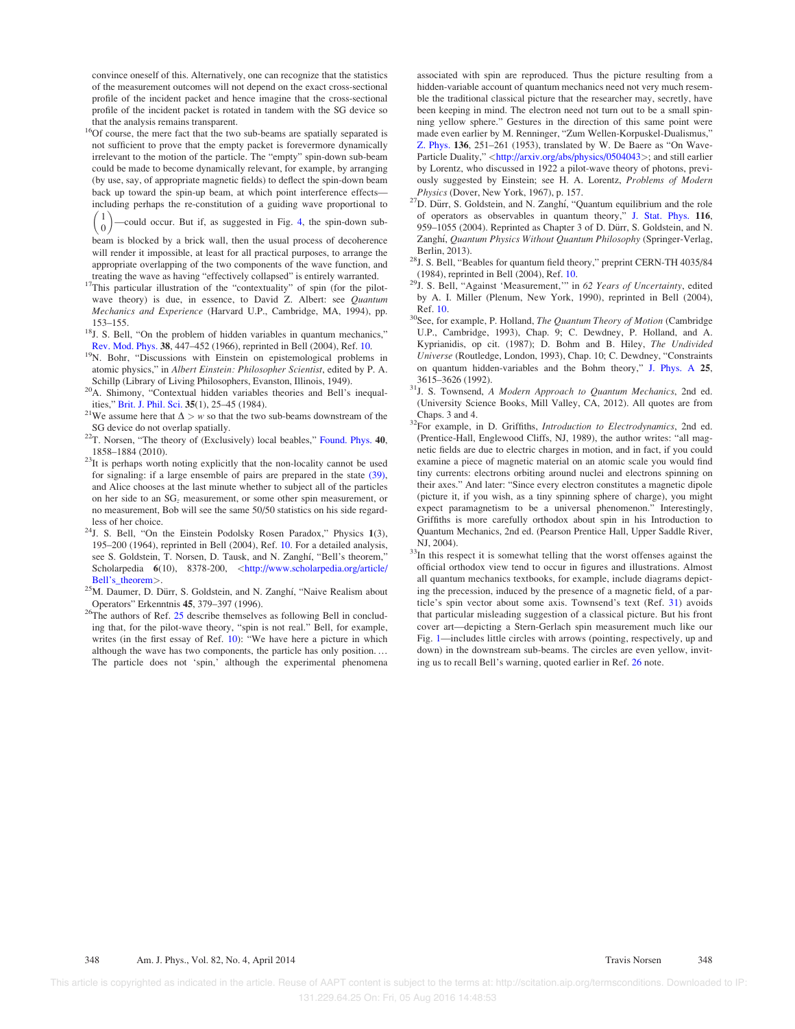convince oneself of this. Alternatively, one can recognize that the statistics of the measurement outcomes will not depend on the exact cross-sectional profile of the incident packet and hence imagine that the cross-sectional profile of the incident packet is rotated in tandem with the SG device so that the analysis remains transparent.

[16]Of course, the mere fact that the two sub-beams are spatially separated is not sufficient to prove that the empty packet is forevermore dynamically irrelevant to the motion of the particle. The "empty" spin-down sub-beam could be made to become dynamically relevant, for example, by arranging (by use, say, of appropriate magnetic fields) to deflect the spin-down beam back up toward the spin-up beam, at which point interference effects—including perhaps the re-constitution of a guiding wave proportional to $\begin{pmatrix} 1 \\ 0 \end{pmatrix}$—could occur. But if, as suggested in Fig. 4, the spin-down sub-beam is blocked by a brick wall, then the usual process of decoherence will render it impossible, at least for all practical purposes, to arrange the appropriate overlapping of the two components of the wave function, and treating the wave as having "effectively collapsed" is entirely warranted.

[17]This particular illustration of the "contextuality" of spin (for the pilot-wave theory) is due, in essence, to David Z. Albert: see *Quantum Mechanics and Experience* (Harvard U.P., Cambridge, MA, 1994), pp. 153–155.

[18]J. S. Bell, "On the problem of hidden variables in quantum mechanics," Rev. Mod. Phys. **38**, 447–452 (1966), reprinted in Bell (2004), Ref. 10.

[19]N. Bohr, "Discussions with Einstein on epistemological problems in atomic physics," in *Albert Einstein: Philosopher Scientist*, edited by P. A. Schillp (Library of Living Philosophers, Evanston, Illinois, 1949).

[20]A. Shimony, "Contextual hidden variables theories and Bell's inequalities," Brit. J. Phil. Sci. **35**(1), 25–45 (1984).

[21]We assume here that $\Delta > w$ so that the two sub-beams downstream of the SG device do not overlap spatially.

[22]T. Norsen, "The theory of (Exclusively) local beables," Found. Phys. **40**, 1858–1884 (2010).

[23]It is perhaps worth noting explicitly that the non-locality cannot be used for signaling: if a large ensemble of pairs are prepared in the state (39), and Alice chooses at the last minute whether to subject all of the particles on her side to an $SG_z$ measurement, or some other spin measurement, or no measurement, Bob will see the same 50/50 statistics on his side regardless of her choice.

[24]J. S. Bell, "On the Einstein Podolsky Rosen Paradox," Physics **1**(3), 195–200 (1964), reprinted in Bell (2004), Ref. 10. For a detailed analysis, see S. Goldstein, T. Norsen, D. Tausk, and N. Zanghí, "Bell's theorem," Scholarpedia **6**(10), 8378-200, <http://www.scholarpedia.org/article/Bell's_theorem>.

[25]M. Daumer, D. Dürr, S. Goldstein, and N. Zanghí, "Naive Realism about Operators" Erkenntnis **45**, 379–397 (1996).

[26]The authors of Ref. 25 describe themselves as following Bell in concluding that, for the pilot-wave theory, "spin is not real." Bell, for example, writes (in the first essay of Ref. 10): "We have here a picture in which although the wave has two components, the particle has only position. … The particle does not 'spin,' although the experimental phenomena associated with spin are reproduced. Thus the picture resulting from a hidden-variable account of quantum mechanics need not very much resemble the traditional classical picture that the researcher may, secretly, have been keeping in mind. The electron need not turn out to be a small spinning yellow sphere." Gestures in the direction of this same point were made even earlier by M. Renninger, "Zum Wellen-Korpuskel-Dualismus," Z. Phys. **136**, 251–261 (1953), translated by W. De Baere as "On Wave-Particle Duality," <http://arxiv.org/abs/physics/0504043>; and still earlier by Lorentz, who discussed in 1922 a pilot-wave theory of photons, previously suggested by Einstein; see H. A. Lorentz, *Problems of Modern Physics* (Dover, New York, 1967), p. 157.

[27]D. Dürr, S. Goldstein, and N. Zanghí, "Quantum equilibrium and the role of operators as observables in quantum theory," J. Stat. Phys. **116**, 959–1055 (2004). Reprinted as Chapter 3 of D. Dürr, S. Goldstein, and N. Zanghí, *Quantum Physics Without Quantum Philosophy* (Springer-Verlag, Berlin, 2013).

[28]J. S. Bell, "Beables for quantum field theory," preprint CERN-TH 4035/84 (1984), reprinted in Bell (2004), Ref. 10.

[29]J. S. Bell, "Against 'Measurement,'" in *62 Years of Uncertainty*, edited by A. I. Miller (Plenum, New York, 1990), reprinted in Bell (2004), Ref. 10.

[30]See, for example, P. Holland, *The Quantum Theory of Motion* (Cambridge U.P., Cambridge, 1993), Chap. 9; C. Dewdney, P. Holland, and A. Kyprianidis, op cit. (1987); D. Bohm and B. Hiley, *The Undivided Universe* (Routledge, London, 1993), Chap. 10; C. Dewdney, "Constraints on quantum hidden-variables and the Bohm theory," J. Phys. A **25**, 3615–3626 (1992).

[31]J. S. Townsend, *A Modern Approach to Quantum Mechanics*, 2nd ed. (University Science Books, Mill Valley, CA, 2012). All quotes are from Chaps. 3 and 4.

[32]For example, in D. Griffiths, *Introduction to Electrodynamics*, 2nd ed. (Prentice-Hall, Englewood Cliffs, NJ, 1989), the author writes: "all magnetic fields are due to electric charges in motion, and in fact, if you could examine a piece of magnetic material on an atomic scale you would find tiny currents: electrons orbiting around nuclei and electrons spinning on their axes." And later: "Since every electron constitutes a magnetic dipole (picture it, if you wish, as a tiny spinning sphere of charge), you might expect paramagnetism to be a universal phenomenon." Interestingly, Griffiths is more carefully orthodox about spin in his Introduction to Quantum Mechanics, 2nd ed. (Pearson Prentice Hall, Upper Saddle River, NJ, 2004).

[33]In this respect it is somewhat telling that the worst offenses against the official orthodox view tend to occur in figures and illustrations. Almost all quantum mechanics textbooks, for example, include diagrams depicting the precession, induced by the presence of a magnetic field, of a particle's spin vector about some axis. Townsend's text (Ref. 31) avoids that particular misleading suggestion of a classical picture. But his front cover art—depicting a Stern-Gerlach spin measurement much like our Fig. 1—includes little circles with arrows (pointing, respectively, up and down) in the downstream sub-beams. The circles are even yellow, inviting us to recall Bell's warning, quoted earlier in Ref. 26 note.